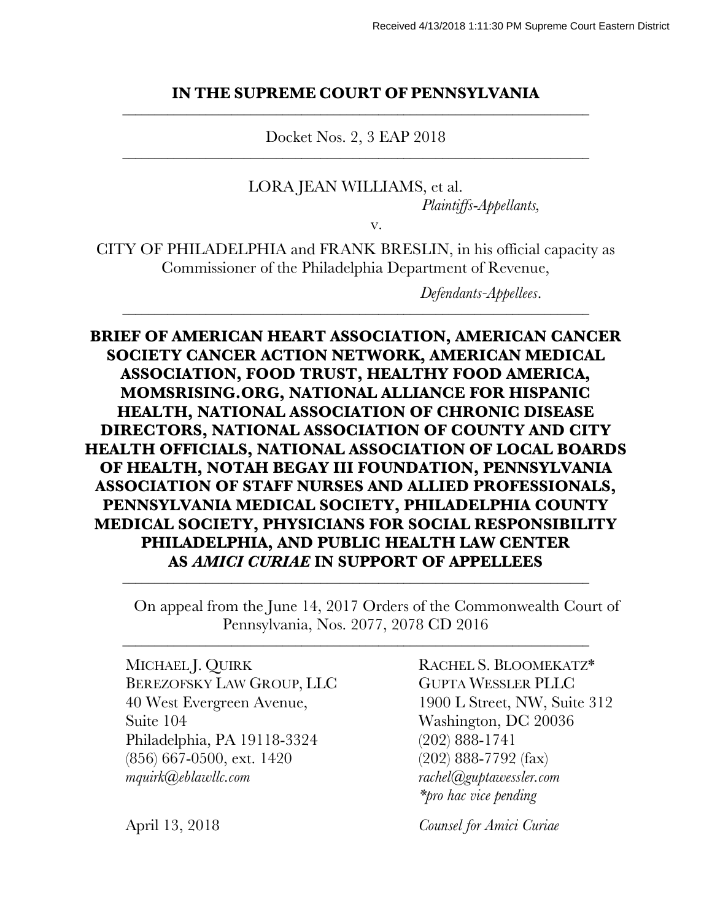Received 4/13/2018 1:11:30 PM Supreme Court Eastern District

**IN THE SUPREME COURT OF PENNSYLVANIA**

---

Docket Nos. 2, 3 EAP 2018

---

LORA JEAN WILLIAMS, et al.
*Plaintiffs-Appellants,*

v.

CITY OF PHILADELPHIA and FRANK BRESLIN, in his official capacity as Commissioner of the Philadelphia Department of Revenue,

*Defendants-Appellees.*

---

**BRIEF OF AMERICAN HEART ASSOCIATION, AMERICAN CANCER SOCIETY CANCER ACTION NETWORK, AMERICAN MEDICAL ASSOCIATION, FOOD TRUST, HEALTHY FOOD AMERICA, MOMSRISING.ORG, NATIONAL ALLIANCE FOR HISPANIC HEALTH, NATIONAL ASSOCIATION OF CHRONIC DISEASE DIRECTORS, NATIONAL ASSOCIATION OF COUNTY AND CITY HEALTH OFFICIALS, NATIONAL ASSOCIATION OF LOCAL BOARDS OF HEALTH, NOTAH BEGAY III FOUNDATION, PENNSYLVANIA ASSOCIATION OF STAFF NURSES AND ALLIED PROFESSIONALS, PENNSYLVANIA MEDICAL SOCIETY, PHILADELPHIA COUNTY MEDICAL SOCIETY, PHYSICIANS FOR SOCIAL RESPONSIBILITY PHILADELPHIA, AND PUBLIC HEALTH LAW CENTER AS *AMICI CURIAE* IN SUPPORT OF APPELLEES**

---

On appeal from the June 14, 2017 Orders of the Commonwealth Court of Pennsylvania, Nos. 2077, 2078 CD 2016

---

MICHAEL J. QUIRK
BEREZOFSKY LAW GROUP, LLC
40 West Evergreen Avenue,
Suite 104
Philadelphia, PA 19118-3324
(856) 667-0500, ext. 1420
*mquirk@eblawllc.com*

RACHEL S. BLOOMEKATZ*
GUPTA WESSLER PLLC
1900 L Street, NW, Suite 312
Washington, DC 20036
(202) 888-1741
(202) 888-7792 (fax)
*rachel@guptawessler.com*
**pro hac vice pending*

April 13, 2018

*Counsel for Amici Curiae*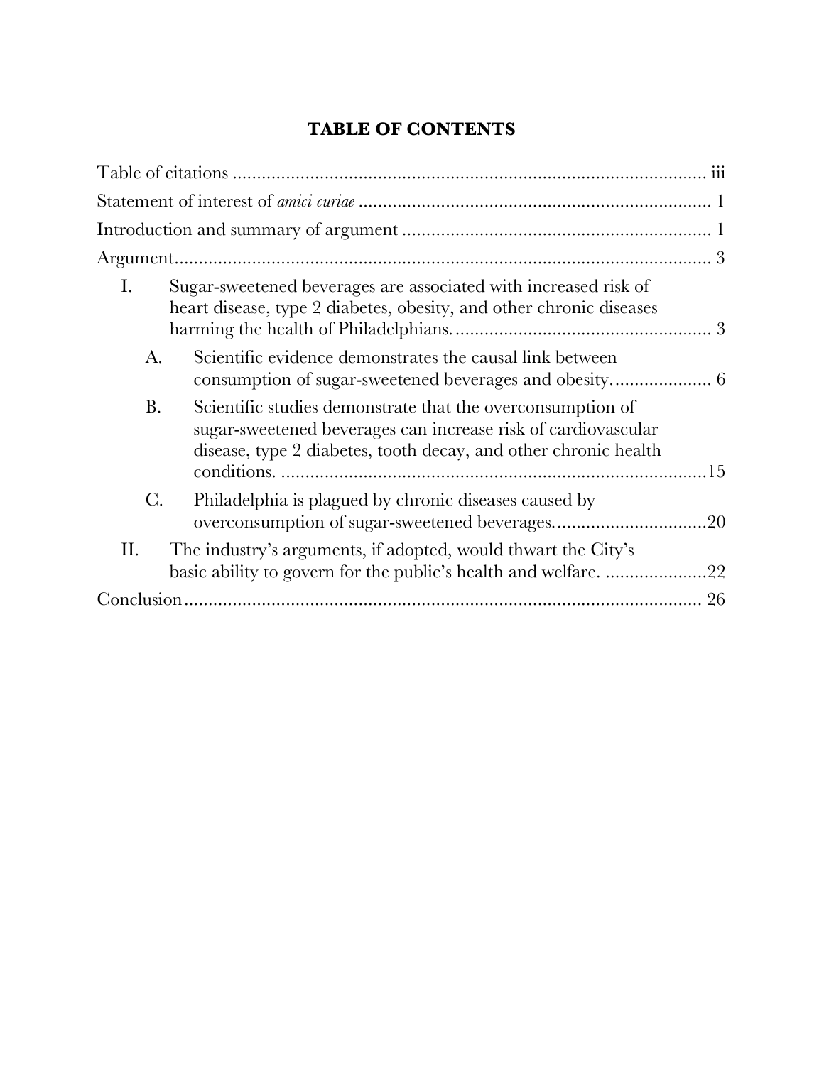# TABLE OF CONTENTS

Table of citations ........................................................................................... iii

Statement of interest of *amici curiae* ........................................................................ 1

Introduction and summary of argument ................................................................ 1

Argument........................................................................................................... 3

- I. Sugar-sweetened beverages are associated with increased risk of heart disease, type 2 diabetes, obesity, and other chronic diseases harming the health of Philadelphians. ..................................................... 3
  - A. Scientific evidence demonstrates the causal link between consumption of sugar-sweetened beverages and obesity. .................... 6
  - B. Scientific studies demonstrate that the overconsumption of sugar-sweetened beverages can increase risk of cardiovascular disease, type 2 diabetes, tooth decay, and other chronic health conditions. ........................................................................................15
  - C. Philadelphia is plagued by chronic diseases caused by overconsumption of sugar-sweetened beverages................................20
- II. The industry's arguments, if adopted, would thwart the City's basic ability to govern for the public's health and welfare. .....................22

Conclusion........................................................................................................ 26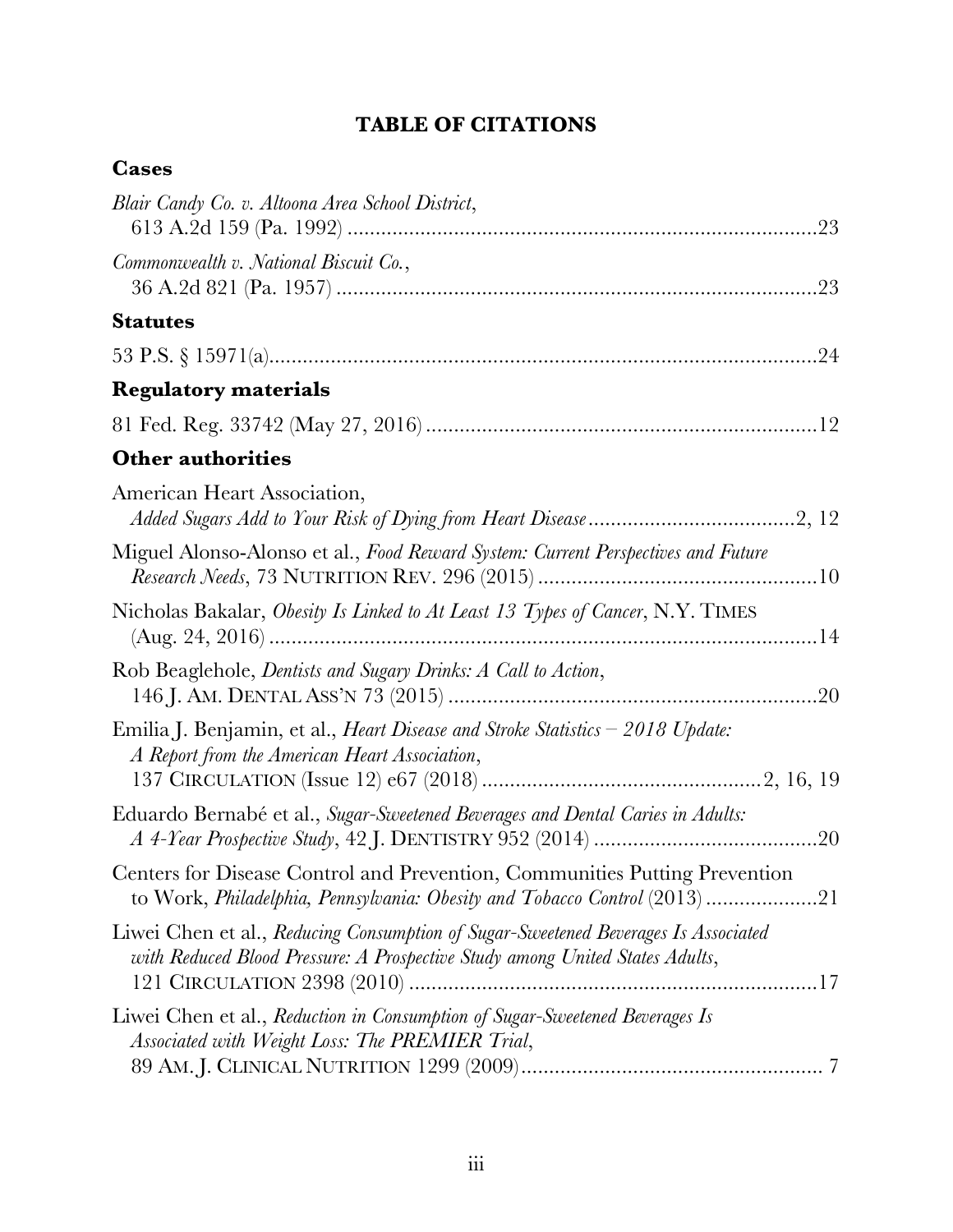# TABLE OF CITATIONS

## Cases

*Blair Candy Co. v. Altoona Area School District*, 613 A.2d 159 (Pa. 1992) ....................................................................................23

*Commonwealth v. National Biscuit Co.*, 36 A.2d 821 (Pa. 1957) ......................................................................................23

## Statutes

53 P.S. § 15971(a)..................................................................................................24

## Regulatory materials

81 Fed. Reg. 33742 (May 27, 2016) ......................................................................12

## Other authorities

American Heart Association, *Added Sugars Add to Your Risk of Dying from Heart Disease* .....................................2, 12

Miguel Alonso-Alonso et al., *Food Reward System: Current Perspectives and Future Research Needs*, 73 NUTRITION REV. 296 (2015) ..................................................10

Nicholas Bakalar, *Obesity Is Linked to At Least 13 Types of Cancer*, N.Y. TIMES (Aug. 24, 2016) ...................................................................................................14

Rob Beaglehole, *Dentists and Sugary Drinks: A Call to Action*, 146 J. AM. DENTAL ASS'N 73 (2015) ..................................................................20

Emilia J. Benjamin, et al., *Heart Disease and Stroke Statistics – 2018 Update: A Report from the American Heart Association*, 137 CIRCULATION (Issue 12) e67 (2018) .................................................2, 16, 19

Eduardo Bernabé et al., *Sugar-Sweetened Beverages and Dental Caries in Adults: A 4-Year Prospective Study*, 42 J. DENTISTRY 952 (2014) .......................................20

Centers for Disease Control and Prevention, Communities Putting Prevention to Work, *Philadelphia, Pennsylvania: Obesity and Tobacco Control* (2013) ....................21

Liwei Chen et al., *Reducing Consumption of Sugar-Sweetened Beverages Is Associated with Reduced Blood Pressure: A Prospective Study among United States Adults*, 121 CIRCULATION 2398 (2010) .........................................................................17

Liwei Chen et al., *Reduction in Consumption of Sugar-Sweetened Beverages Is Associated with Weight Loss: The PREMIER Trial*, 89 AM. J. CLINICAL NUTRITION 1299 (2009)...................................................... 7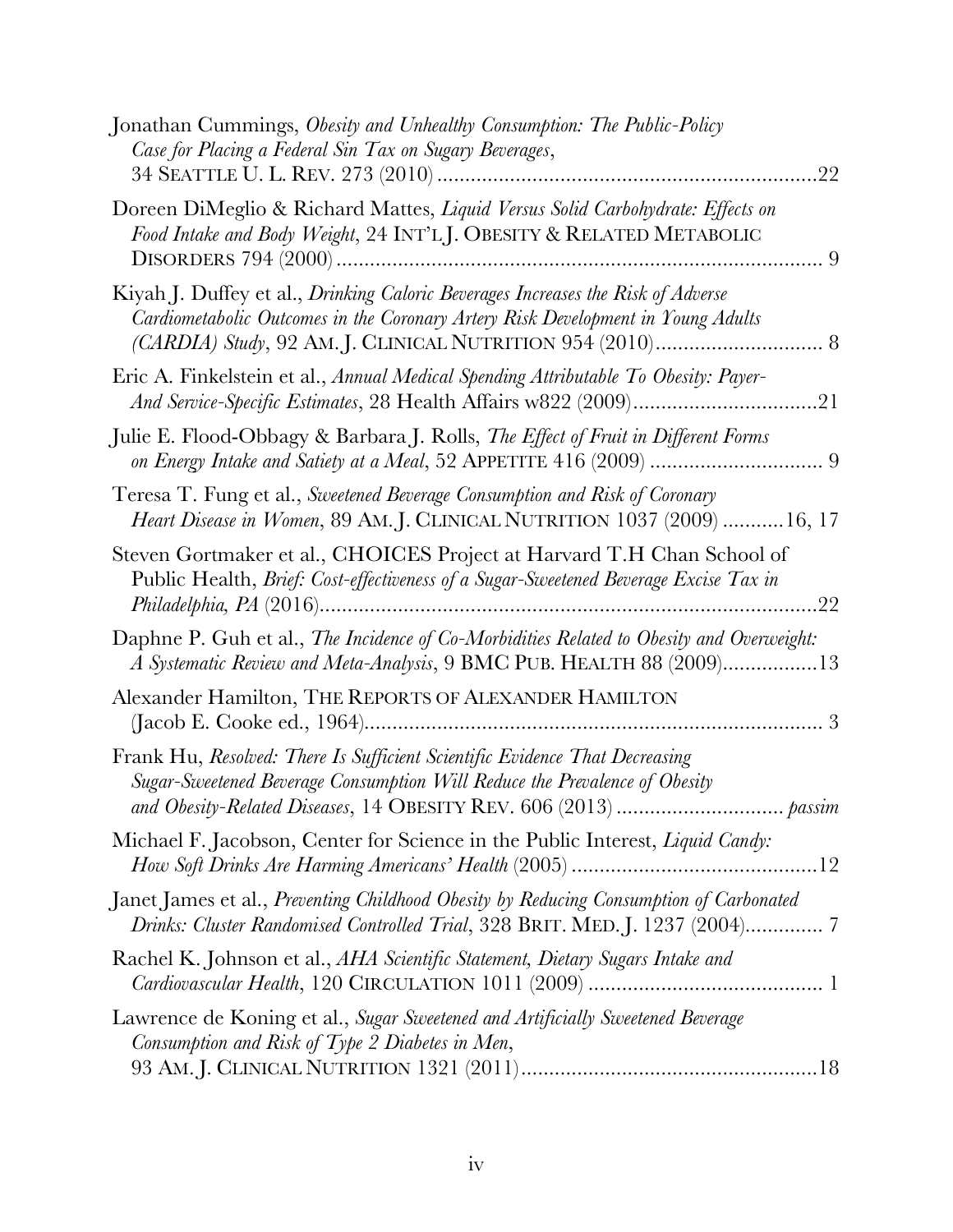Jonathan Cummings, *Obesity and Unhealthy Consumption: The Public-Policy Case for Placing a Federal Sin Tax on Sugary Beverages*, 34 SEATTLE U. L. REV. 273 (2010) .......................................................................22

Doreen DiMeglio & Richard Mattes, *Liquid Versus Solid Carbohydrate: Effects on Food Intake and Body Weight*, 24 INT'L J. OBESITY & RELATED METABOLIC DISORDERS 794 (2000)......................................................................................... 9

Kiyah J. Duffey et al., *Drinking Caloric Beverages Increases the Risk of Adverse Cardiometabolic Outcomes in the Coronary Artery Risk Development in Young Adults (CARDIA) Study*, 92 AM. J. CLINICAL NUTRITION 954 (2010)............................. 8

Eric A. Finkelstein et al., *Annual Medical Spending Attributable To Obesity: Payer-And Service-Specific Estimates*, 28 Health Affairs w822 (2009)................................21

Julie E. Flood-Obbagy & Barbara J. Rolls, *The Effect of Fruit in Different Forms on Energy Intake and Satiety at a Meal*, 52 APPETITE 416 (2009) ............................... 9

Teresa T. Fung et al., *Sweetened Beverage Consumption and Risk of Coronary Heart Disease in Women*, 89 AM. J. CLINICAL NUTRITION 1037 (2009) ...........16, 17

Steven Gortmaker et al., CHOICES Project at Harvard T.H Chan School of Public Health, *Brief: Cost-effectiveness of a Sugar-Sweetened Beverage Excise Tax in Philadelphia, PA* (2016).........................................................................................22

Daphne P. Guh et al., *The Incidence of Co-Morbidities Related to Obesity and Overweight: A Systematic Review and Meta-Analysis*, 9 BMC PUB. HEALTH 88 (2009)................13

Alexander Hamilton, THE REPORTS OF ALEXANDER HAMILTON (Jacob E. Cooke ed., 1964).................................................................................. 3

Frank Hu, *Resolved: There Is Sufficient Scientific Evidence That Decreasing Sugar-Sweetened Beverage Consumption Will Reduce the Prevalence of Obesity and Obesity-Related Diseases*, 14 OBESITY REV. 606 (2013) ............................. *passim*

Michael F. Jacobson, Center for Science in the Public Interest, *Liquid Candy: How Soft Drinks Are Harming Americans' Health* (2005) ............................................12

Janet James et al., *Preventing Childhood Obesity by Reducing Consumption of Carbonated Drinks: Cluster Randomised Controlled Trial*, 328 BRIT. MED. J. 1237 (2004).............. 7

Rachel K. Johnson et al., *AHA Scientific Statement, Dietary Sugars Intake and Cardiovascular Health*, 120 CIRCULATION 1011 (2009) .......................................... 1

Lawrence de Koning et al., *Sugar Sweetened and Artificially Sweetened Beverage Consumption and Risk of Type 2 Diabetes in Men*, 93 AM. J. CLINICAL NUTRITION 1321 (2011).....................................................18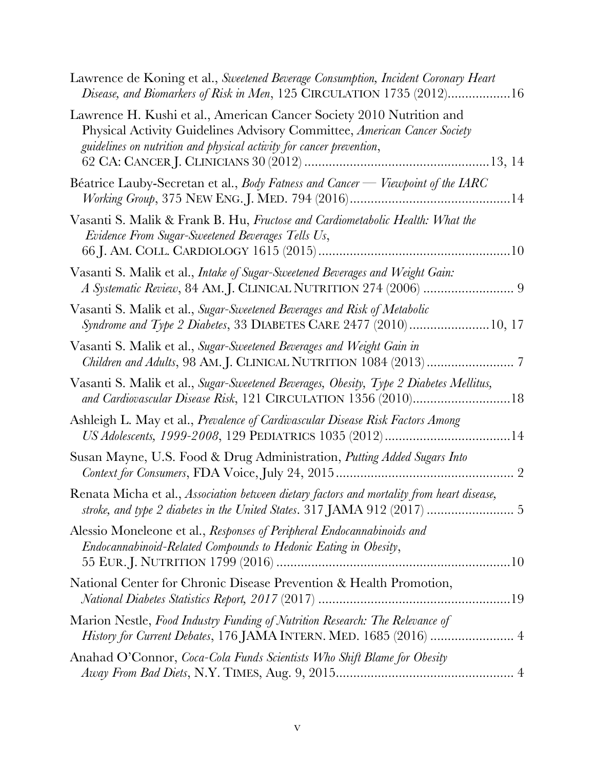Lawrence de Koning et al., *Sweetened Beverage Consumption, Incident Coronary Heart Disease, and Biomarkers of Risk in Men*, 125 CIRCULATION 1735 (2012)..................16

Lawrence H. Kushi et al., American Cancer Society 2010 Nutrition and Physical Activity Guidelines Advisory Committee, *American Cancer Society guidelines on nutrition and physical activity for cancer prevention*, 62 CA: CANCER J. CLINICIANS 30 (2012) ....................................................13, 14

Béatrice Lauby-Secretan et al., *Body Fatness and Cancer — Viewpoint of the IARC Working Group*, 375 NEW ENG. J. MED. 794 (2016)..............................................14

Vasanti S. Malik & Frank B. Hu, *Fructose and Cardiometabolic Health: What the Evidence From Sugar-Sweetened Beverages Tells Us*, 66 J. AM. COLL. CARDIOLOGY 1615 (2015).......................................................10

Vasanti S. Malik et al., *Intake of Sugar-Sweetened Beverages and Weight Gain: A Systematic Review*, 84 AM. J. CLINICAL NUTRITION 274 (2006) .......................... 9

Vasanti S. Malik et al., *Sugar-Sweetened Beverages and Risk of Metabolic Syndrome and Type 2 Diabetes*, 33 DIABETES CARE 2477 (2010).......................10, 17

Vasanti S. Malik et al., *Sugar-Sweetened Beverages and Weight Gain in Children and Adults*, 98 AM. J. CLINICAL NUTRITION 1084 (2013)......................... 7

Vasanti S. Malik et al., *Sugar-Sweetened Beverages, Obesity, Type 2 Diabetes Mellitus, and Cardiovascular Disease Risk*, 121 CIRCULATION 1356 (2010)............................18

Ashleigh L. May et al., *Prevalence of Cardivascular Disease Risk Factors Among US Adolescents, 1999-2008*, 129 PEDIATRICS 1035 (2012)....................................14

Susan Mayne, U.S. Food & Drug Administration, *Putting Added Sugars Into Context for Consumers*, FDA Voice, July 24, 2015.................................................... 2

Renata Micha et al., *Association between dietary factors and mortality from heart disease, stroke, and type 2 diabetes in the United States*. 317 JAMA 912 (2017)......................... 5

Alessio Moneleone et al., *Responses of Peripheral Endocannabinoids and Endocannabinoid-Related Compounds to Hedonic Eating in Obesity*, 55 EUR. J. NUTRITION 1799 (2016)..................................................................10

National Center for Chronic Disease Prevention & Health Promotion, *National Diabetes Statistics Report, 2017* (2017) .......................................................19

Marion Nestle, *Food Industry Funding of Nutrition Research: The Relevance of History for Current Debates*, 176 JAMA INTERN. MED. 1685 (2016) ........................ 4

Anahad O'Connor, *Coca-Cola Funds Scientists Who Shift Blame for Obesity Away From Bad Diets*, N.Y. TIMES, Aug. 9, 2015................................................... 4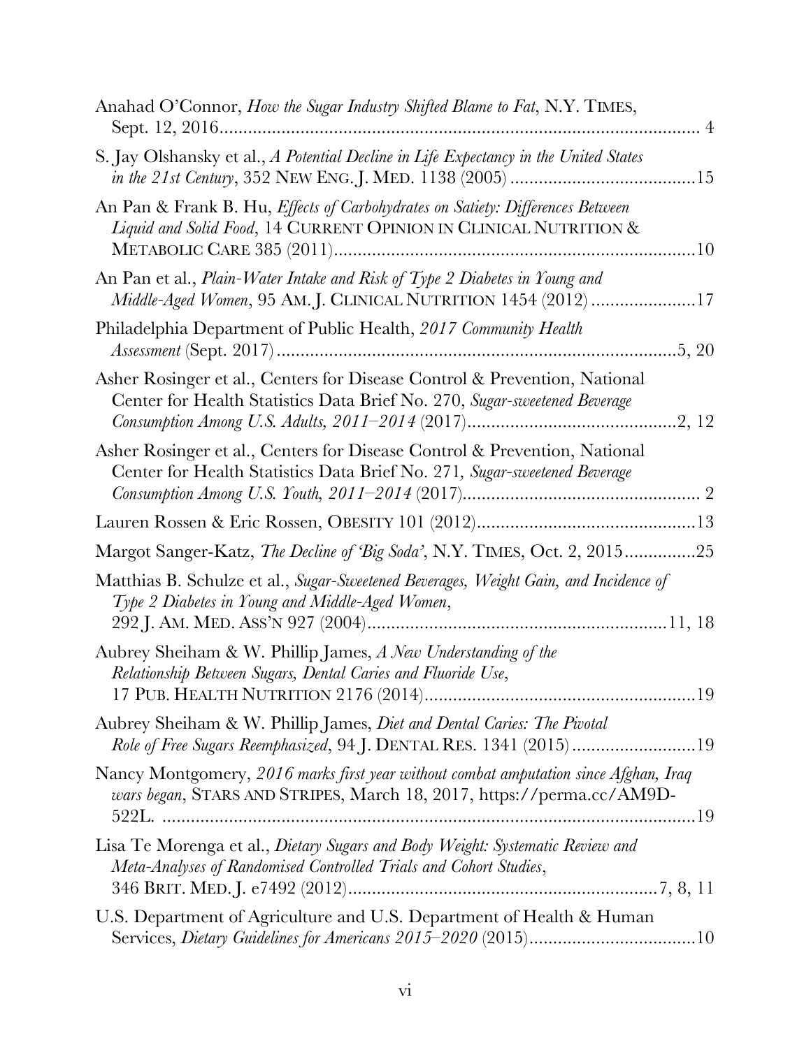Anahad O'Connor, *How the Sugar Industry Shifted Blame to Fat*, N.Y. TIMES, Sept. 12, 2016.................................................................................................... 4

S. Jay Olshansky et al., *A Potential Decline in Life Expectancy in the United States in the 21st Century*, 352 NEW ENG. J. MED. 1138 (2005) .......................................15

An Pan & Frank B. Hu, *Effects of Carbohydrates on Satiety: Differences Between Liquid and Solid Food*, 14 CURRENT OPINION IN CLINICAL NUTRITION & METABOLIC CARE 385 (2011)...........................................................................10

An Pan et al., *Plain-Water Intake and Risk of Type 2 Diabetes in Young and Middle-Aged Women*, 95 AM. J. CLINICAL NUTRITION 1454 (2012) ......................17

Philadelphia Department of Public Health, *2017 Community Health Assessment* (Sept. 2017) ....................................................................................5, 20

Asher Rosinger et al., Centers for Disease Control & Prevention, National Center for Health Statistics Data Brief No. 270, *Sugar-sweetened Beverage Consumption Among U.S. Adults, 2011–2014* (2017)............................................2, 12

Asher Rosinger et al., Centers for Disease Control & Prevention, National Center for Health Statistics Data Brief No. 271, *Sugar-sweetened Beverage Consumption Among U.S. Youth, 2011–2014* (2017).................................................. 2

Lauren Rossen & Eric Rossen, OBESITY 101 (2012)..............................................13

Margot Sanger-Katz, *The Decline of 'Big Soda'*, N.Y. TIMES, Oct. 2, 2015...............25

Matthias B. Schulze et al., *Sugar-Sweetened Beverages, Weight Gain, and Incidence of Type 2 Diabetes in Young and Middle-Aged Women*, 292 J. AM. MED. ASS'N 927 (2004)...............................................................11, 18

Aubrey Sheiham & W. Phillip James, *A New Understanding of the Relationship Between Sugars, Dental Caries and Fluoride Use*, 17 PUB. HEALTH NUTRITION 2176 (2014).........................................................19

Aubrey Sheiham & W. Phillip James, *Diet and Dental Caries: The Pivotal Role of Free Sugars Reemphasized*, 94 J. DENTAL RES. 1341 (2015) ..........................19

Nancy Montgomery, *2016 marks first year without combat amputation since Afghan, Iraq wars began*, STARS AND STRIPES, March 18, 2017, https://perma.cc/AM9D-522L. ..................................................................................................19

Lisa Te Morenga et al., *Dietary Sugars and Body Weight: Systematic Review and Meta-Analyses of Randomised Controlled Trials and Cohort Studies*, 346 BRIT. MED. J. e7492 (2012).................................................................7, 8, 11

U.S. Department of Agriculture and U.S. Department of Health & Human Services, *Dietary Guidelines for Americans 2015–2020* (2015)...................................10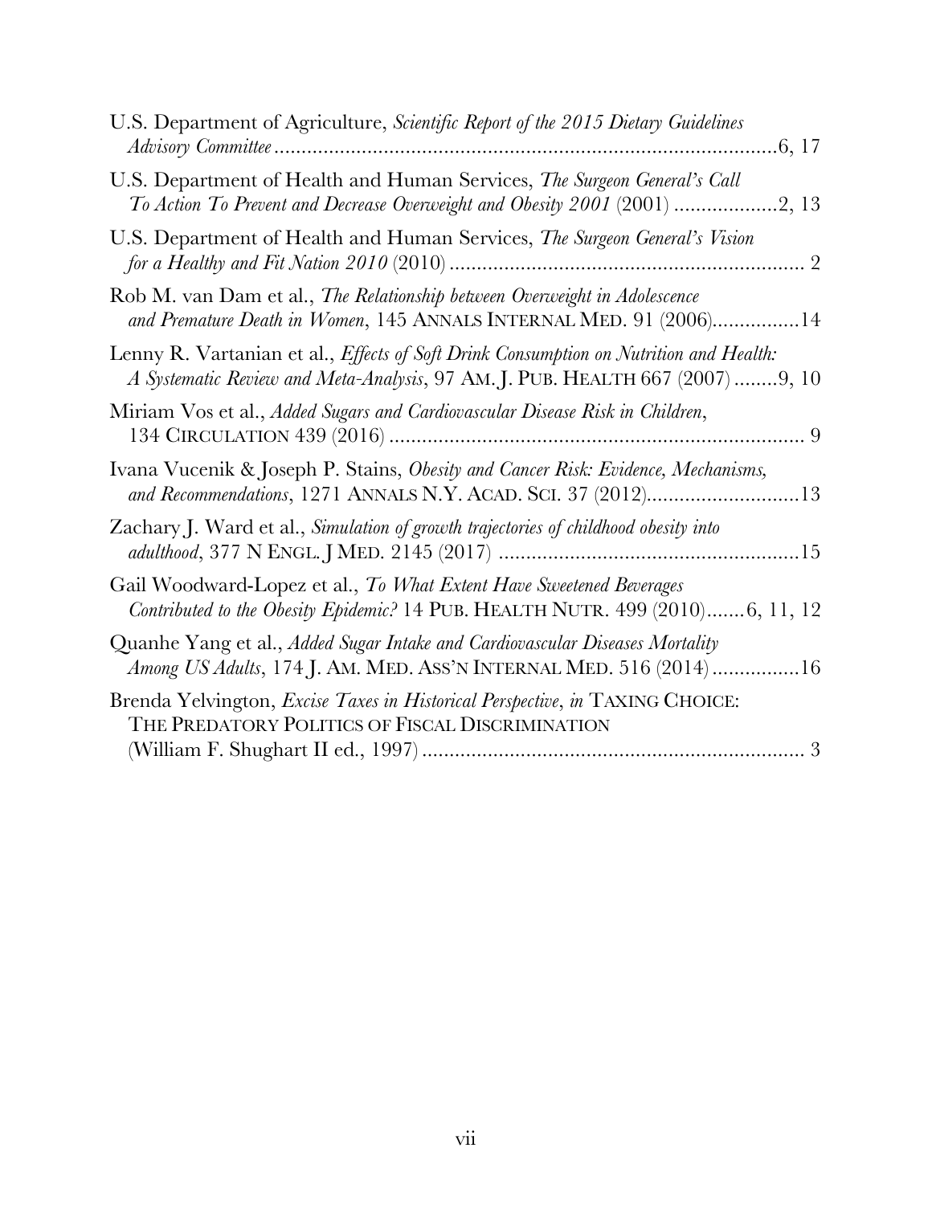U.S. Department of Agriculture, *Scientific Report of the 2015 Dietary Guidelines Advisory Committee* ............................................................................................6, 17

U.S. Department of Health and Human Services, *The Surgeon General's Call To Action To Prevent and Decrease Overweight and Obesity 2001* (2001) ...................2, 13

U.S. Department of Health and Human Services, *The Surgeon General's Vision for a Healthy and Fit Nation 2010* (2010) ................................................................. 2

Rob M. van Dam et al., *The Relationship between Overweight in Adolescence and Premature Death in Women*, 145 ANNALS INTERNAL MED. 91 (2006)................14

Lenny R. Vartanian et al., *Effects of Soft Drink Consumption on Nutrition and Health: A Systematic Review and Meta-Analysis*, 97 AM. J. PUB. HEALTH 667 (2007)........9, 10

Miriam Vos et al., *Added Sugars and Cardiovascular Disease Risk in Children*, 134 CIRCULATION 439 (2016)............................................................................ 9

Ivana Vucenik & Joseph P. Stains, *Obesity and Cancer Risk: Evidence, Mechanisms, and Recommendations*, 1271 ANNALS N.Y. ACAD. SCI. 37 (2012)............................13

Zachary J. Ward et al., *Simulation of growth trajectories of childhood obesity into adulthood*, 377 N ENGL. J MED. 2145 (2017) .......................................................15

Gail Woodward-Lopez et al., *To What Extent Have Sweetened Beverages Contributed to the Obesity Epidemic?* 14 PUB. HEALTH NUTR. 499 (2010).......6, 11, 12

Quanhe Yang et al., *Added Sugar Intake and Cardiovascular Diseases Mortality Among US Adults*, 174 J. AM. MED. ASS'N INTERNAL MED. 516 (2014)................16

Brenda Yelvington, *Excise Taxes in Historical Perspective*, *in* TAXING CHOICE: THE PREDATORY POLITICS OF FISCAL DISCRIMINATION (William F. Shughart II ed., 1997)...................................................................... 3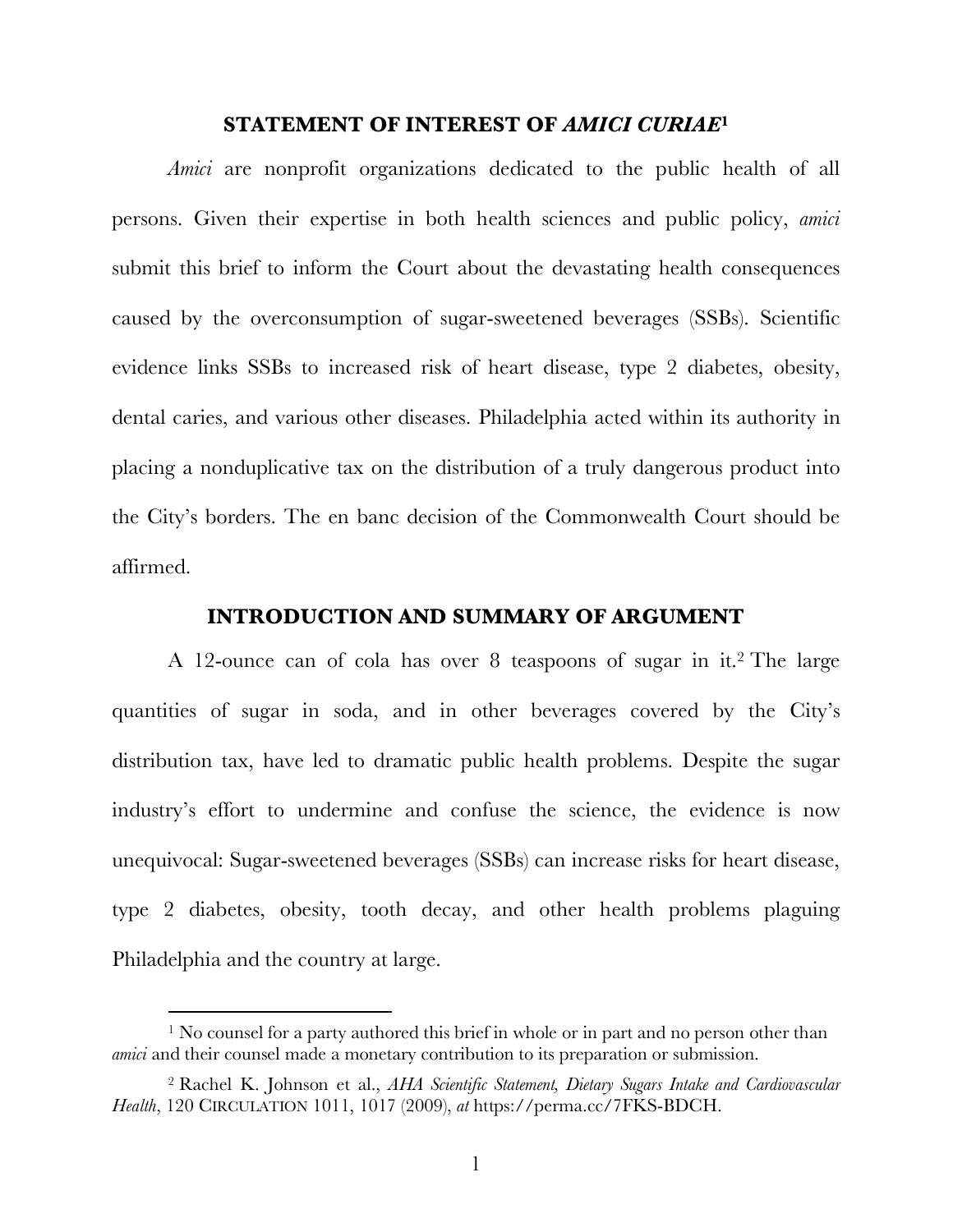## STATEMENT OF INTEREST OF *AMICI CURIAE*[1]

*Amici* are nonprofit organizations dedicated to the public health of all persons. Given their expertise in both health sciences and public policy, *amici* submit this brief to inform the Court about the devastating health consequences caused by the overconsumption of sugar-sweetened beverages (SSBs). Scientific evidence links SSBs to increased risk of heart disease, type 2 diabetes, obesity, dental caries, and various other diseases. Philadelphia acted within its authority in placing a nonduplicative tax on the distribution of a truly dangerous product into the City's borders. The en banc decision of the Commonwealth Court should be affirmed.

## INTRODUCTION AND SUMMARY OF ARGUMENT

A 12-ounce can of cola has over 8 teaspoons of sugar in it.[2] The large quantities of sugar in soda, and in other beverages covered by the City's distribution tax, have led to dramatic public health problems. Despite the sugar industry's effort to undermine and confuse the science, the evidence is now unequivocal: Sugar-sweetened beverages (SSBs) can increase risks for heart disease, type 2 diabetes, obesity, tooth decay, and other health problems plaguing Philadelphia and the country at large.

---

[1] No counsel for a party authored this brief in whole or in part and no person other than *amici* and their counsel made a monetary contribution to its preparation or submission.

[2] Rachel K. Johnson et al., *AHA Scientific Statement, Dietary Sugars Intake and Cardiovascular Health*, 120 CIRCULATION 1011, 1017 (2009), *at* https://perma.cc/7FKS-BDCH.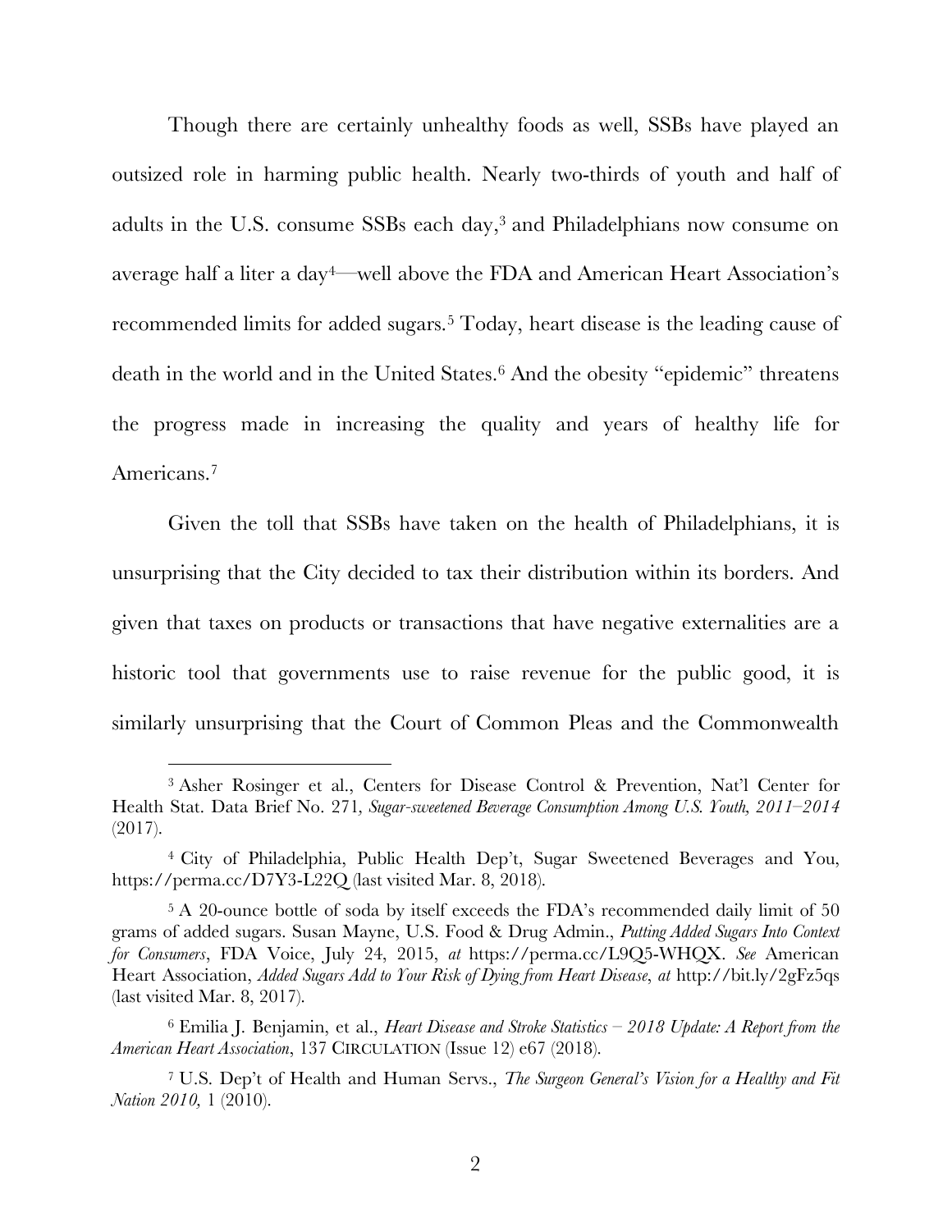Though there are certainly unhealthy foods as well, SSBs have played an outsized role in harming public health. Nearly two-thirds of youth and half of adults in the U.S. consume SSBs each day,[3] and Philadelphians now consume on average half a liter a day[4]—well above the FDA and American Heart Association's recommended limits for added sugars.[5] Today, heart disease is the leading cause of death in the world and in the United States.[6] And the obesity "epidemic" threatens the progress made in increasing the quality and years of healthy life for Americans.[7]

Given the toll that SSBs have taken on the health of Philadelphians, it is unsurprising that the City decided to tax their distribution within its borders. And given that taxes on products or transactions that have negative externalities are a historic tool that governments use to raise revenue for the public good, it is similarly unsurprising that the Court of Common Pleas and the Commonwealth

---

[3] Asher Rosinger et al., Centers for Disease Control & Prevention, Nat'l Center for Health Stat. Data Brief No. 271, *Sugar-sweetened Beverage Consumption Among U.S. Youth, 2011–2014* (2017).

[4] City of Philadelphia, Public Health Dep't, Sugar Sweetened Beverages and You, https://perma.cc/D7Y3-L22Q (last visited Mar. 8, 2018).

[5] A 20-ounce bottle of soda by itself exceeds the FDA's recommended daily limit of 50 grams of added sugars. Susan Mayne, U.S. Food & Drug Admin., *Putting Added Sugars Into Context for Consumers*, FDA Voice, July 24, 2015, *at* https://perma.cc/L9Q5-WHQX. *See* American Heart Association, *Added Sugars Add to Your Risk of Dying from Heart Disease*, *at* http://bit.ly/2gFz5qs (last visited Mar. 8, 2017).

[6] Emilia J. Benjamin, et al., *Heart Disease and Stroke Statistics – 2018 Update: A Report from the American Heart Association*, 137 CIRCULATION (Issue 12) e67 (2018).

[7] U.S. Dep't of Health and Human Servs., *The Surgeon General's Vision for a Healthy and Fit Nation 2010,* 1 (2010).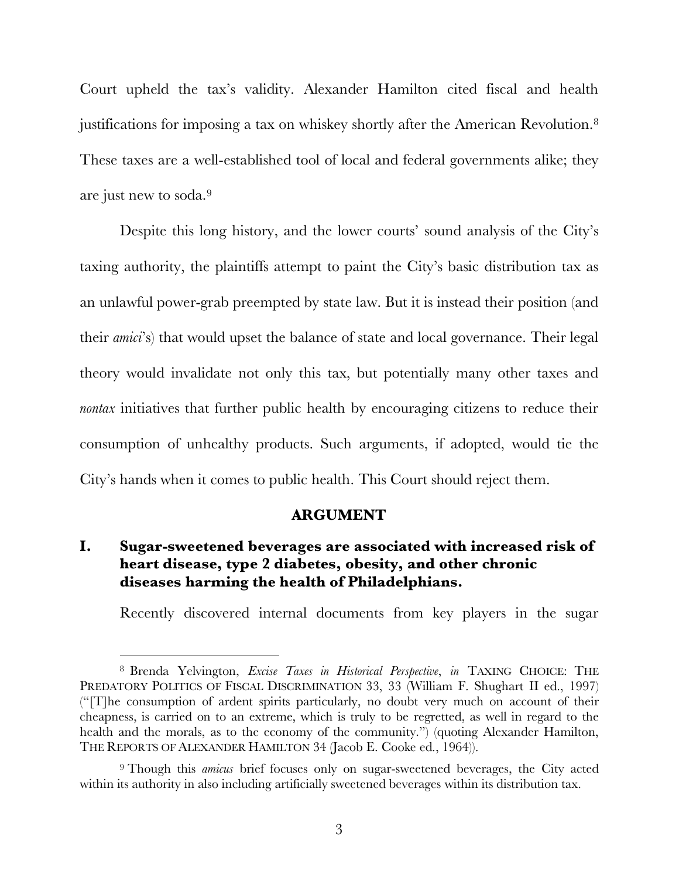Court upheld the tax's validity. Alexander Hamilton cited fiscal and health justifications for imposing a tax on whiskey shortly after the American Revolution.[8] These taxes are a well-established tool of local and federal governments alike; they are just new to soda.[9]

Despite this long history, and the lower courts' sound analysis of the City's taxing authority, the plaintiffs attempt to paint the City's basic distribution tax as an unlawful power-grab preempted by state law. But it is instead their position (and their *amici*'s) that would upset the balance of state and local governance. Their legal theory would invalidate not only this tax, but potentially many other taxes and *nontax* initiatives that further public health by encouraging citizens to reduce their consumption of unhealthy products. Such arguments, if adopted, would tie the City's hands when it comes to public health. This Court should reject them.

## ARGUMENT

### I. Sugar-sweetened beverages are associated with increased risk of heart disease, type 2 diabetes, obesity, and other chronic diseases harming the health of Philadelphians.

Recently discovered internal documents from key players in the sugar

---

[8] Brenda Yelvington, *Excise Taxes in Historical Perspective*, *in* TAXING CHOICE: THE PREDATORY POLITICS OF FISCAL DISCRIMINATION 33, 33 (William F. Shughart II ed., 1997) ("[T]he consumption of ardent spirits particularly, no doubt very much on account of their cheapness, is carried on to an extreme, which is truly to be regretted, as well in regard to the health and the morals, as to the economy of the community.") (quoting Alexander Hamilton, THE REPORTS OF ALEXANDER HAMILTON 34 (Jacob E. Cooke ed., 1964)).

[9] Though this *amicus* brief focuses only on sugar-sweetened beverages, the City acted within its authority in also including artificially sweetened beverages within its distribution tax.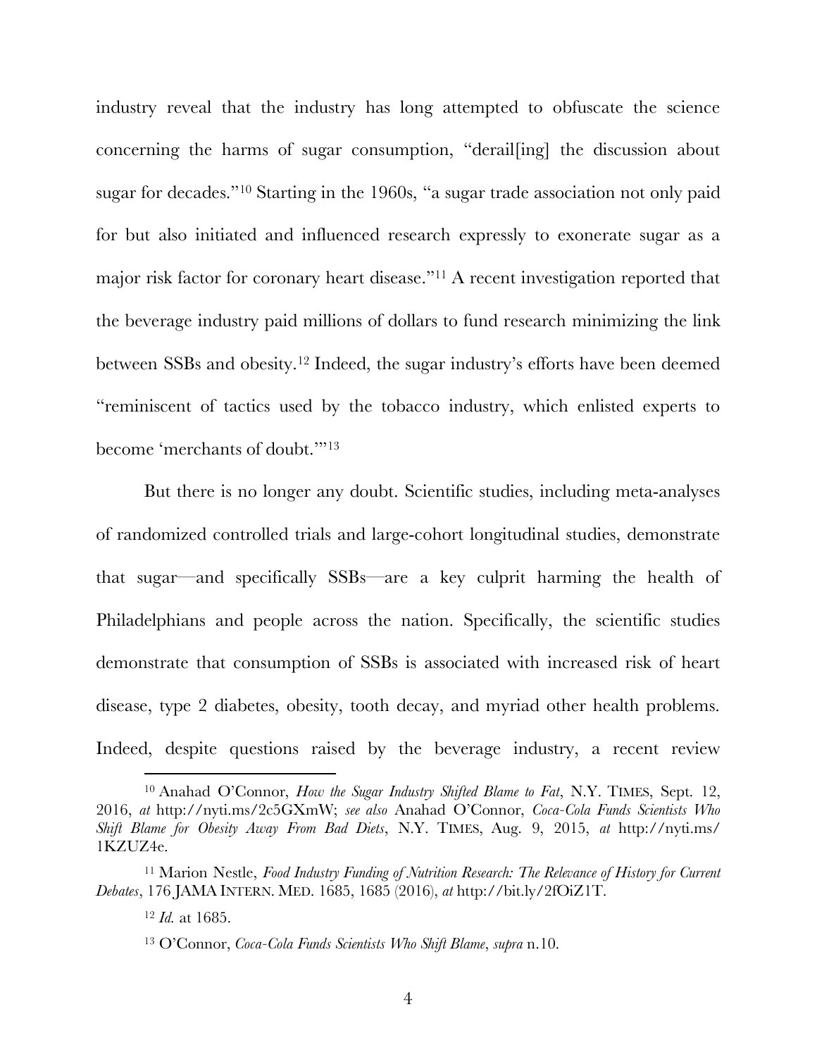industry reveal that the industry has long attempted to obfuscate the science concerning the harms of sugar consumption, "derail[ing] the discussion about sugar for decades."[10] Starting in the 1960s, "a sugar trade association not only paid for but also initiated and influenced research expressly to exonerate sugar as a major risk factor for coronary heart disease."[11] A recent investigation reported that the beverage industry paid millions of dollars to fund research minimizing the link between SSBs and obesity.[12] Indeed, the sugar industry's efforts have been deemed "reminiscent of tactics used by the tobacco industry, which enlisted experts to become 'merchants of doubt.'"[13]

But there is no longer any doubt. Scientific studies, including meta-analyses of randomized controlled trials and large-cohort longitudinal studies, demonstrate that sugar—and specifically SSBs—are a key culprit harming the health of Philadelphians and people across the nation. Specifically, the scientific studies demonstrate that consumption of SSBs is associated with increased risk of heart disease, type 2 diabetes, obesity, tooth decay, and myriad other health problems. Indeed, despite questions raised by the beverage industry, a recent review

---

[10] Anahad O'Connor, *How the Sugar Industry Shifted Blame to Fat*, N.Y. TIMES, Sept. 12, 2016, *at* http://nyti.ms/2c5GXmW; *see also* Anahad O'Connor, *Coca-Cola Funds Scientists Who Shift Blame for Obesity Away From Bad Diets*, N.Y. TIMES, Aug. 9, 2015, *at* http://nyti.ms/1KZUZ4e.

[11] Marion Nestle, *Food Industry Funding of Nutrition Research: The Relevance of History for Current Debates*, 176 JAMA INTERN. MED. 1685, 1685 (2016), *at* http://bit.ly/2fOiZ1T.

[12] *Id.* at 1685.

[13] O'Connor, *Coca-Cola Funds Scientists Who Shift Blame*, *supra* n.10.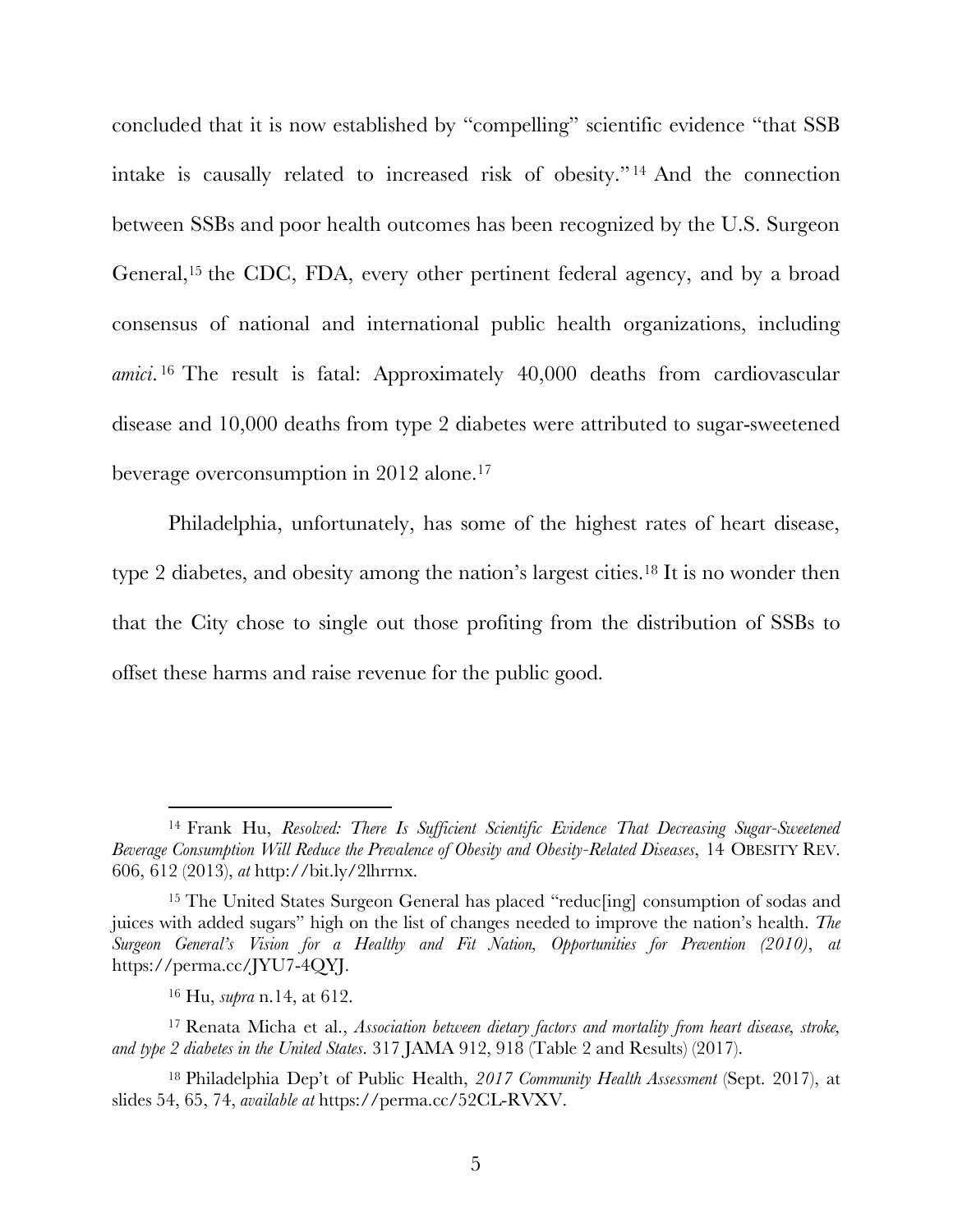concluded that it is now established by "compelling" scientific evidence "that SSB intake is causally related to increased risk of obesity."[14] And the connection between SSBs and poor health outcomes has been recognized by the U.S. Surgeon General,[15] the CDC, FDA, every other pertinent federal agency, and by a broad consensus of national and international public health organizations, including *amici*.[16] The result is fatal: Approximately 40,000 deaths from cardiovascular disease and 10,000 deaths from type 2 diabetes were attributed to sugar-sweetened beverage overconsumption in 2012 alone.[17]

Philadelphia, unfortunately, has some of the highest rates of heart disease, type 2 diabetes, and obesity among the nation's largest cities.[18] It is no wonder then that the City chose to single out those profiting from the distribution of SSBs to offset these harms and raise revenue for the public good.

---

[14] Frank Hu, *Resolved: There Is Sufficient Scientific Evidence That Decreasing Sugar-Sweetened Beverage Consumption Will Reduce the Prevalence of Obesity and Obesity-Related Diseases*, 14 OBESITY REV. 606, 612 (2013), *at* http://bit.ly/2lhrrnx.

[15] The United States Surgeon General has placed "reduc[ing] consumption of sodas and juices with added sugars" high on the list of changes needed to improve the nation's health. *The Surgeon General's Vision for a Healthy and Fit Nation, Opportunities for Prevention (2010)*, *at* https://perma.cc/JYU7-4QYJ.

[16] Hu, *supra* n.14, at 612.

[17] Renata Micha et al., *Association between dietary factors and mortality from heart disease, stroke, and type 2 diabetes in the United States*. 317 JAMA 912, 918 (Table 2 and Results) (2017).

[18] Philadelphia Dep't of Public Health, *2017 Community Health Assessment* (Sept. 2017), at slides 54, 65, 74, *available at* https://perma.cc/52CL-RVXV.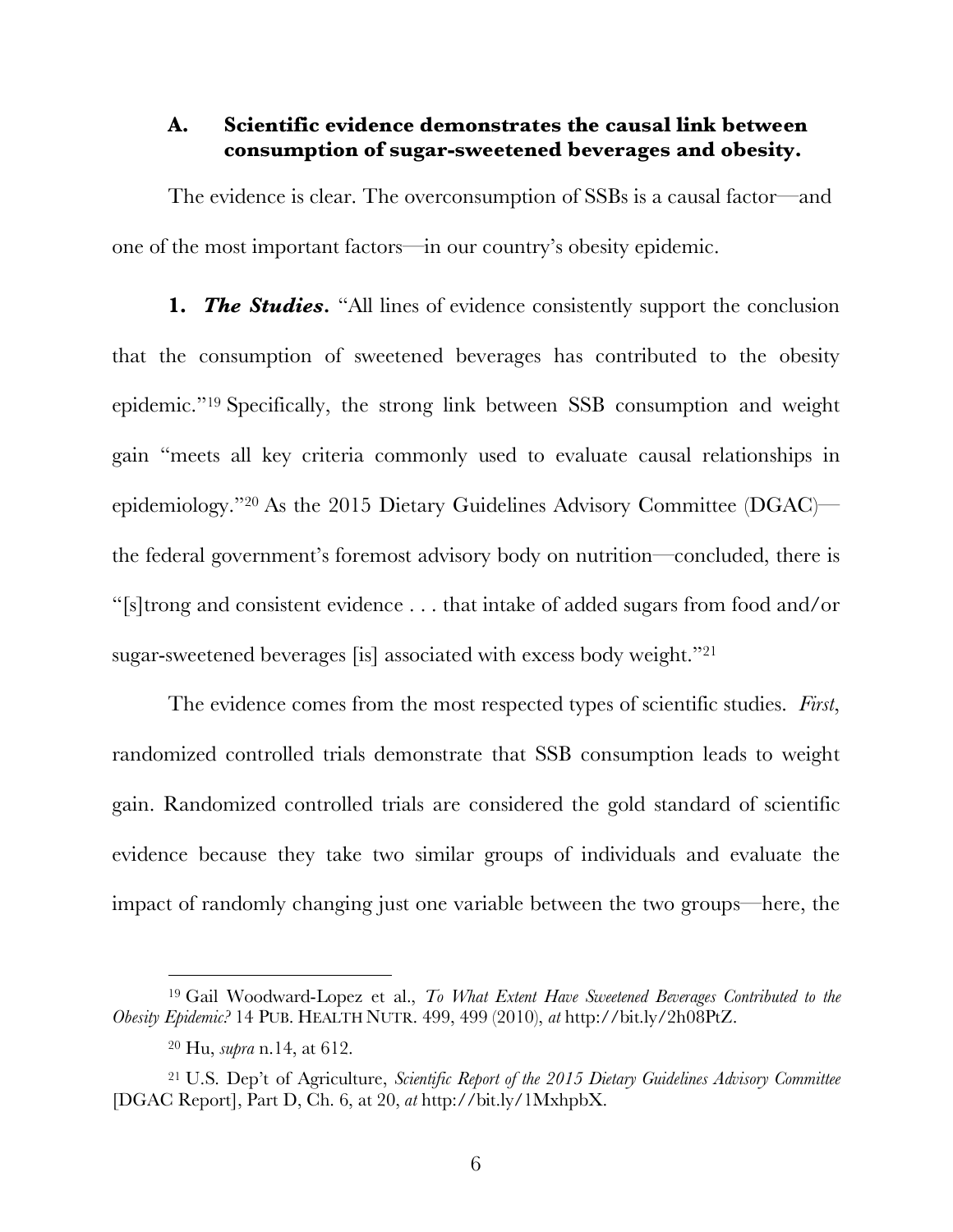### A. Scientific evidence demonstrates the causal link between consumption of sugar-sweetened beverages and obesity.

The evidence is clear. The overconsumption of SSBs is a causal factor—and one of the most important factors—in our country's obesity epidemic.

**1.** ***The Studies.*** "All lines of evidence consistently support the conclusion that the consumption of sweetened beverages has contributed to the obesity epidemic."[19] Specifically, the strong link between SSB consumption and weight gain "meets all key criteria commonly used to evaluate causal relationships in epidemiology."[20] As the 2015 Dietary Guidelines Advisory Committee (DGAC)—the federal government's foremost advisory body on nutrition—concluded, there is "[s]trong and consistent evidence . . . that intake of added sugars from food and/or sugar-sweetened beverages [is] associated with excess body weight."[21]

The evidence comes from the most respected types of scientific studies. *First*, randomized controlled trials demonstrate that SSB consumption leads to weight gain. Randomized controlled trials are considered the gold standard of scientific evidence because they take two similar groups of individuals and evaluate the impact of randomly changing just one variable between the two groups—here, the

---

[19] Gail Woodward-Lopez et al., *To What Extent Have Sweetened Beverages Contributed to the Obesity Epidemic?* 14 PUB. HEALTH NUTR. 499, 499 (2010), *at* http://bit.ly/2h08PtZ.

[20] Hu, *supra* n.14, at 612.

[21] U.S. Dep't of Agriculture, *Scientific Report of the 2015 Dietary Guidelines Advisory Committee* [DGAC Report], Part D, Ch. 6, at 20, *at* http://bit.ly/1MxhpbX.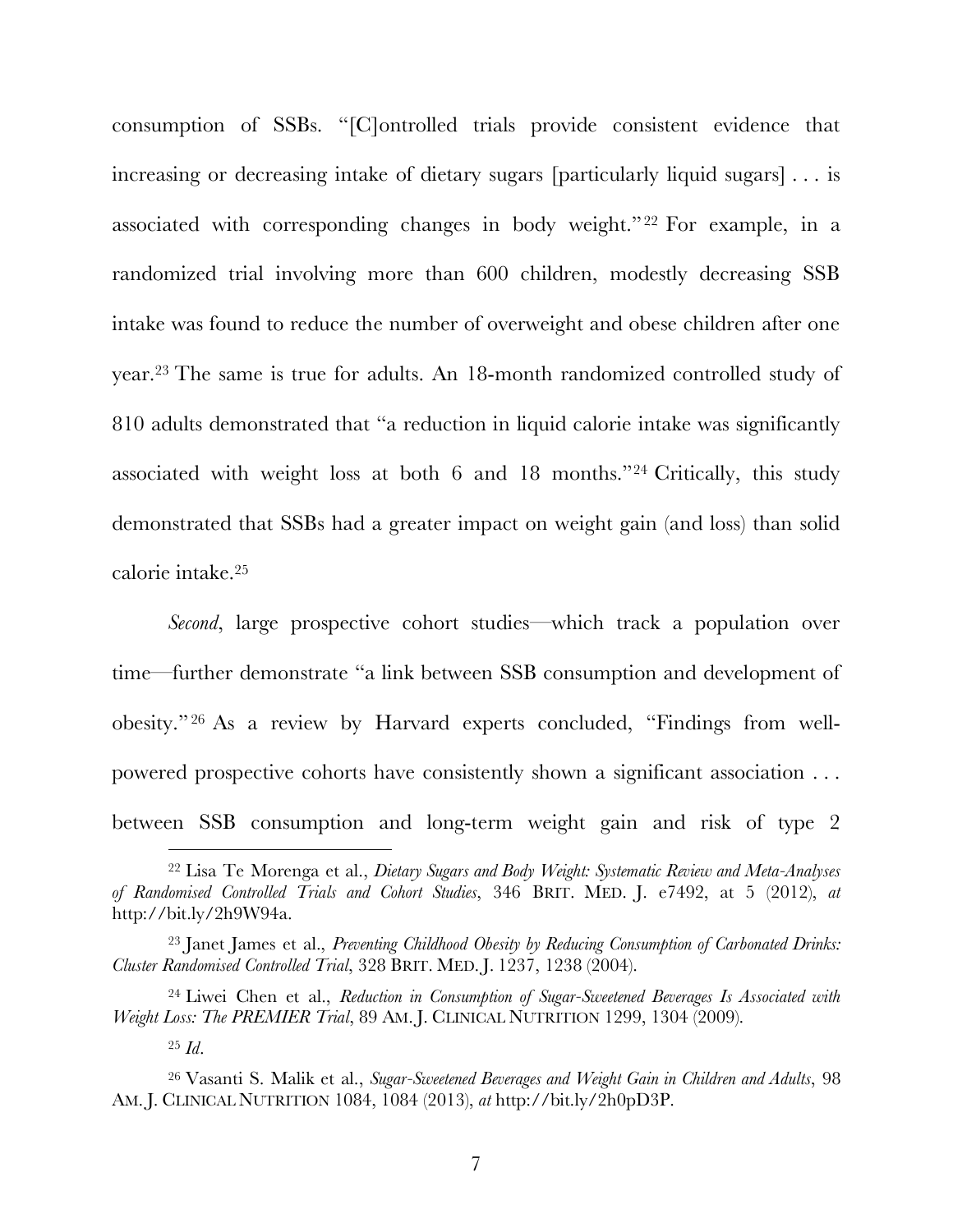consumption of SSBs. "[C]ontrolled trials provide consistent evidence that increasing or decreasing intake of dietary sugars [particularly liquid sugars] . . . is associated with corresponding changes in body weight."[22] For example, in a randomized trial involving more than 600 children, modestly decreasing SSB intake was found to reduce the number of overweight and obese children after one year.[23] The same is true for adults. An 18-month randomized controlled study of 810 adults demonstrated that "a reduction in liquid calorie intake was significantly associated with weight loss at both 6 and 18 months."[24] Critically, this study demonstrated that SSBs had a greater impact on weight gain (and loss) than solid calorie intake.[25]

*Second*, large prospective cohort studies—which track a population over time—further demonstrate "a link between SSB consumption and development of obesity."[26] As a review by Harvard experts concluded, "Findings from well-powered prospective cohorts have consistently shown a significant association . . . between SSB consumption and long-term weight gain and risk of type 2

---

[22] Lisa Te Morenga et al., *Dietary Sugars and Body Weight: Systematic Review and Meta-Analyses of Randomised Controlled Trials and Cohort Studies*, 346 BRIT. MED. J. e7492, at 5 (2012), *at* http://bit.ly/2h9W94a.

[23] Janet James et al., *Preventing Childhood Obesity by Reducing Consumption of Carbonated Drinks: Cluster Randomised Controlled Trial*, 328 BRIT. MED. J. 1237, 1238 (2004).

[24] Liwei Chen et al., *Reduction in Consumption of Sugar-Sweetened Beverages Is Associated with Weight Loss: The PREMIER Trial*, 89 AM. J. CLINICAL NUTRITION 1299, 1304 (2009).

[25] *Id*.

[26] Vasanti S. Malik et al., *Sugar-Sweetened Beverages and Weight Gain in Children and Adults*, 98 AM. J. CLINICAL NUTRITION 1084, 1084 (2013), *at* http://bit.ly/2h0pD3P.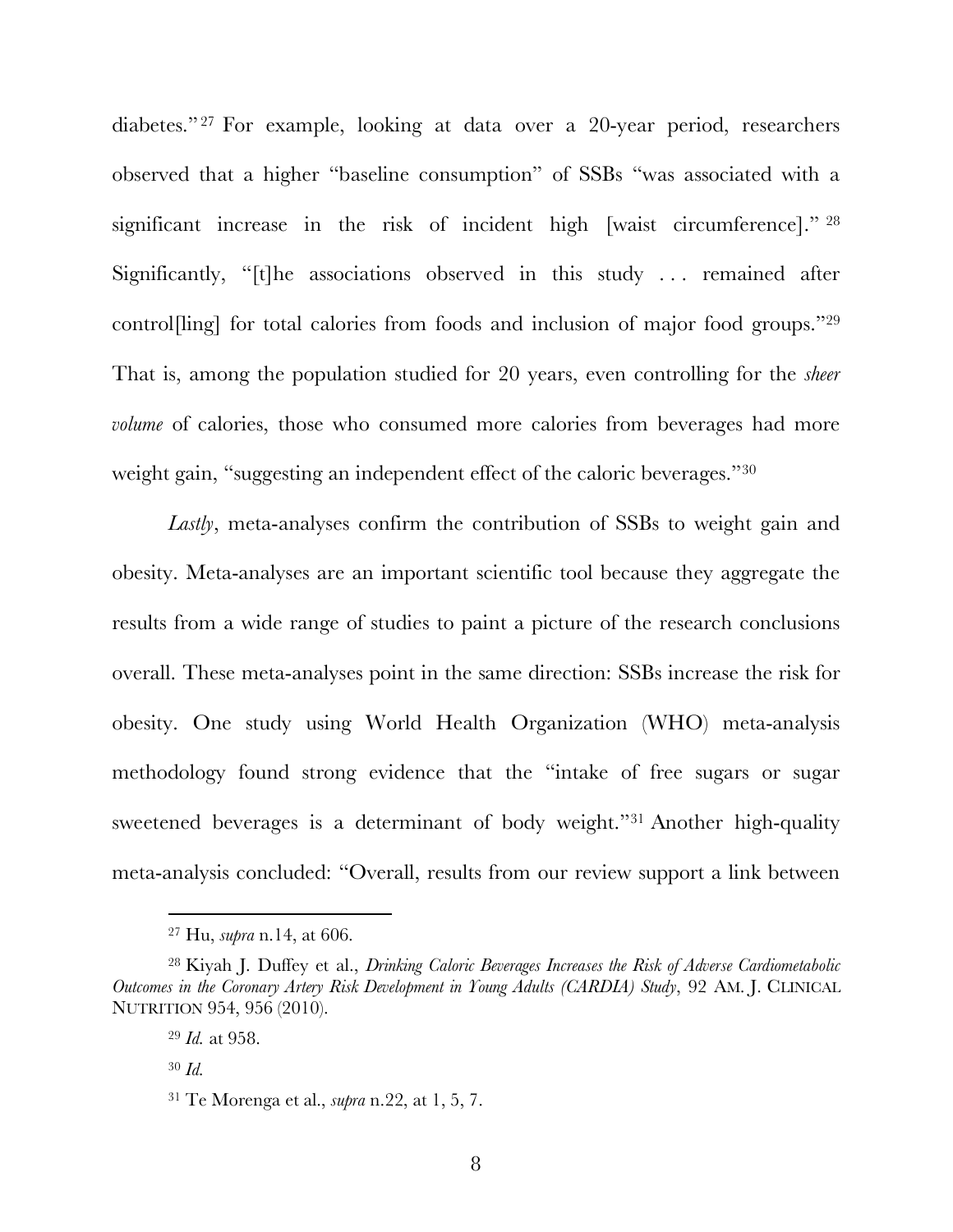diabetes."[27] For example, looking at data over a 20-year period, researchers observed that a higher "baseline consumption" of SSBs "was associated with a significant increase in the risk of incident high [waist circumference]."[28] Significantly, "[t]he associations observed in this study . . . remained after control[ling] for total calories from foods and inclusion of major food groups."[29] That is, among the population studied for 20 years, even controlling for the *sheer volume* of calories, those who consumed more calories from beverages had more weight gain, "suggesting an independent effect of the caloric beverages."[30]

*Lastly*, meta-analyses confirm the contribution of SSBs to weight gain and obesity. Meta-analyses are an important scientific tool because they aggregate the results from a wide range of studies to paint a picture of the research conclusions overall. These meta-analyses point in the same direction: SSBs increase the risk for obesity. One study using World Health Organization (WHO) meta-analysis methodology found strong evidence that the "intake of free sugars or sugar sweetened beverages is a determinant of body weight."[31] Another high-quality meta-analysis concluded: "Overall, results from our review support a link between

---

[27] Hu, *supra* n.14, at 606.

[28] Kiyah J. Duffey et al., *Drinking Caloric Beverages Increases the Risk of Adverse Cardiometabolic Outcomes in the Coronary Artery Risk Development in Young Adults (CARDIA) Study*, 92 AM. J. CLINICAL NUTRITION 954, 956 (2010).

[29] *Id.* at 958.

[30] *Id.*

[31] Te Morenga et al., *supra* n.22, at 1, 5, 7.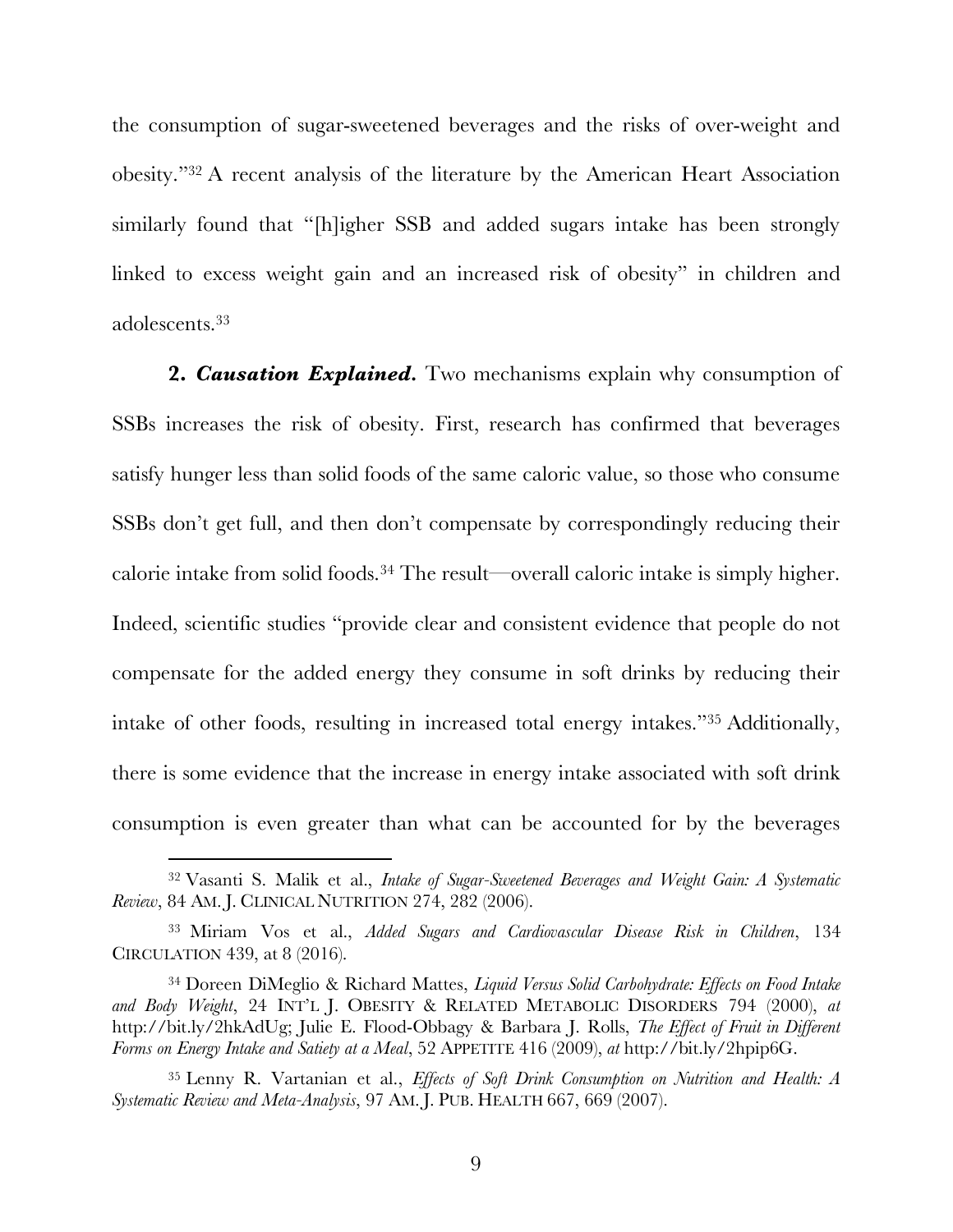the consumption of sugar-sweetened beverages and the risks of over-weight and obesity."[32] A recent analysis of the literature by the American Heart Association similarly found that "[h]igher SSB and added sugars intake has been strongly linked to excess weight gain and an increased risk of obesity" in children and adolescents.[33]

**2. *Causation Explained.*** Two mechanisms explain why consumption of SSBs increases the risk of obesity. First, research has confirmed that beverages satisfy hunger less than solid foods of the same caloric value, so those who consume SSBs don't get full, and then don't compensate by correspondingly reducing their calorie intake from solid foods.[34] The result—overall caloric intake is simply higher. Indeed, scientific studies "provide clear and consistent evidence that people do not compensate for the added energy they consume in soft drinks by reducing their intake of other foods, resulting in increased total energy intakes."[35] Additionally, there is some evidence that the increase in energy intake associated with soft drink consumption is even greater than what can be accounted for by the beverages

---

[32] Vasanti S. Malik et al., *Intake of Sugar-Sweetened Beverages and Weight Gain: A Systematic Review*, 84 AM. J. CLINICAL NUTRITION 274, 282 (2006).

[33] Miriam Vos et al., *Added Sugars and Cardiovascular Disease Risk in Children*, 134 CIRCULATION 439, at 8 (2016).

[34] Doreen DiMeglio & Richard Mattes, *Liquid Versus Solid Carbohydrate: Effects on Food Intake and Body Weight*, 24 INT'L J. OBESITY & RELATED METABOLIC DISORDERS 794 (2000), *at* http://bit.ly/2hkAdUg; Julie E. Flood-Obbagy & Barbara J. Rolls, *The Effect of Fruit in Different Forms on Energy Intake and Satiety at a Meal*, 52 APPETITE 416 (2009), *at* http://bit.ly/2hpip6G.

[35] Lenny R. Vartanian et al., *Effects of Soft Drink Consumption on Nutrition and Health: A Systematic Review and Meta-Analysis*, 97 AM. J. PUB. HEALTH 667, 669 (2007).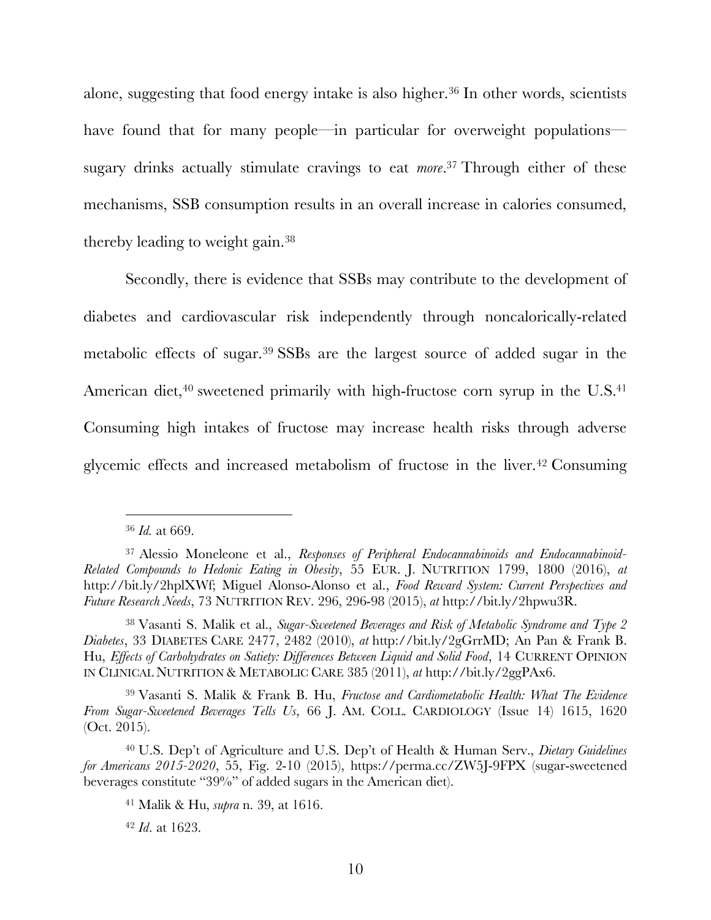alone, suggesting that food energy intake is also higher.[36] In other words, scientists have found that for many people—in particular for overweight populations—sugary drinks actually stimulate cravings to eat *more*.[37] Through either of these mechanisms, SSB consumption results in an overall increase in calories consumed, thereby leading to weight gain.[38]

Secondly, there is evidence that SSBs may contribute to the development of diabetes and cardiovascular risk independently through noncalorically-related metabolic effects of sugar.[39] SSBs are the largest source of added sugar in the American diet,[40] sweetened primarily with high-fructose corn syrup in the U.S.[41] Consuming high intakes of fructose may increase health risks through adverse glycemic effects and increased metabolism of fructose in the liver.[42] Consuming

---

[36] *Id.* at 669.

[37] Alessio Moneleone et al., *Responses of Peripheral Endocannabinoids and Endocannabinoid-Related Compounds to Hedonic Eating in Obesity*, 55 EUR. J. NUTRITION 1799, 1800 (2016), *at* http://bit.ly/2hplXWf; Miguel Alonso-Alonso et al., *Food Reward System: Current Perspectives and Future Research Needs*, 73 NUTRITION REV. 296, 296-98 (2015), *at* http://bit.ly/2hpwu3R.

[38] Vasanti S. Malik et al., *Sugar-Sweetened Beverages and Risk of Metabolic Syndrome and Type 2 Diabetes*, 33 DIABETES CARE 2477, 2482 (2010), *at* http://bit.ly/2gGrrMD; An Pan & Frank B. Hu, *Effects of Carbohydrates on Satiety: Differences Between Liquid and Solid Food*, 14 CURRENT OPINION IN CLINICAL NUTRITION & METABOLIC CARE 385 (2011), *at* http://bit.ly/2ggPAx6.

[39] Vasanti S. Malik & Frank B. Hu, *Fructose and Cardiometabolic Health: What The Evidence From Sugar-Sweetened Beverages Tells Us*, 66 J. AM. COLL. CARDIOLOGY (Issue 14) 1615, 1620 (Oct. 2015).

[40] U.S. Dep't of Agriculture and U.S. Dep't of Health & Human Serv., *Dietary Guidelines for Americans 2015-2020*, 55, Fig. 2-10 (2015), https://perma.cc/ZW5J-9FPX (sugar-sweetened beverages constitute "39%" of added sugars in the American diet).

[41] Malik & Hu, *supra* n. 39, at 1616.

[42] *Id*. at 1623.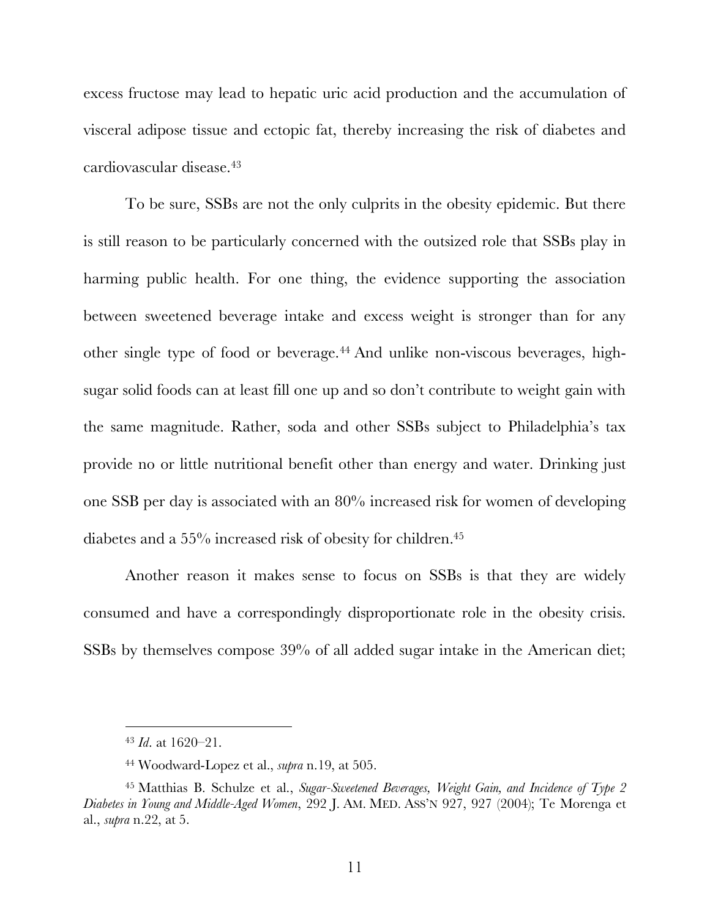excess fructose may lead to hepatic uric acid production and the accumulation of visceral adipose tissue and ectopic fat, thereby increasing the risk of diabetes and cardiovascular disease.[43]

To be sure, SSBs are not the only culprits in the obesity epidemic. But there is still reason to be particularly concerned with the outsized role that SSBs play in harming public health. For one thing, the evidence supporting the association between sweetened beverage intake and excess weight is stronger than for any other single type of food or beverage.[44] And unlike non-viscous beverages, high-sugar solid foods can at least fill one up and so don't contribute to weight gain with the same magnitude. Rather, soda and other SSBs subject to Philadelphia's tax provide no or little nutritional benefit other than energy and water. Drinking just one SSB per day is associated with an 80% increased risk for women of developing diabetes and a 55% increased risk of obesity for children.[45]

Another reason it makes sense to focus on SSBs is that they are widely consumed and have a correspondingly disproportionate role in the obesity crisis. SSBs by themselves compose 39% of all added sugar intake in the American diet;

---

[43] *Id*. at 1620–21.

[44] Woodward-Lopez et al., *supra* n.19, at 505.

[45] Matthias B. Schulze et al., *Sugar-Sweetened Beverages, Weight Gain, and Incidence of Type 2 Diabetes in Young and Middle-Aged Women*, 292 J. AM. MED. ASS'N 927, 927 (2004); Te Morenga et al., *supra* n.22, at 5.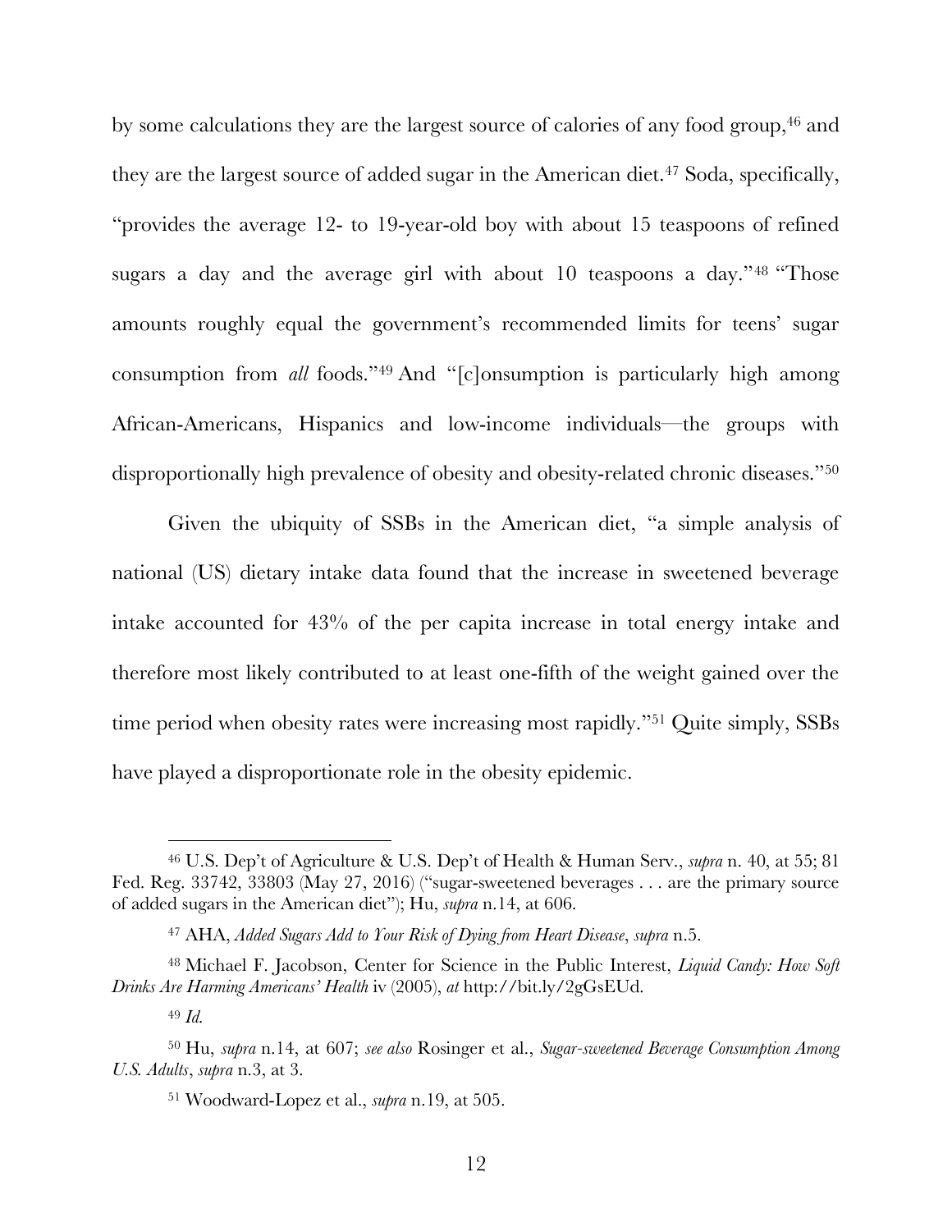by some calculations they are the largest source of calories of any food group,[46] and they are the largest source of added sugar in the American diet.[47] Soda, specifically, "provides the average 12- to 19-year-old boy with about 15 teaspoons of refined sugars a day and the average girl with about 10 teaspoons a day."[48] "Those amounts roughly equal the government's recommended limits for teens' sugar consumption from *all* foods."[49] And "[c]onsumption is particularly high among African-Americans, Hispanics and low-income individuals—the groups with disproportionally high prevalence of obesity and obesity-related chronic diseases."[50]

Given the ubiquity of SSBs in the American diet, "a simple analysis of national (US) dietary intake data found that the increase in sweetened beverage intake accounted for 43% of the per capita increase in total energy intake and therefore most likely contributed to at least one-fifth of the weight gained over the time period when obesity rates were increasing most rapidly."[51] Quite simply, SSBs have played a disproportionate role in the obesity epidemic.

---

[46] U.S. Dep't of Agriculture & U.S. Dep't of Health & Human Serv., *supra* n. 40, at 55; 81 Fed. Reg. 33742, 33803 (May 27, 2016) ("sugar-sweetened beverages . . . are the primary source of added sugars in the American diet"); Hu, *supra* n.14, at 606.

[47] AHA, *Added Sugars Add to Your Risk of Dying from Heart Disease*, *supra* n.5.

[48] Michael F. Jacobson, Center for Science in the Public Interest, *Liquid Candy: How Soft Drinks Are Harming Americans' Health* iv (2005), *at* http://bit.ly/2gGsEUd.

[49] *Id.*

[50] Hu, *supra* n.14, at 607; *see also* Rosinger et al., *Sugar-sweetened Beverage Consumption Among U.S. Adults*, *supra* n.3, at 3.

[51] Woodward-Lopez et al., *supra* n.19, at 505.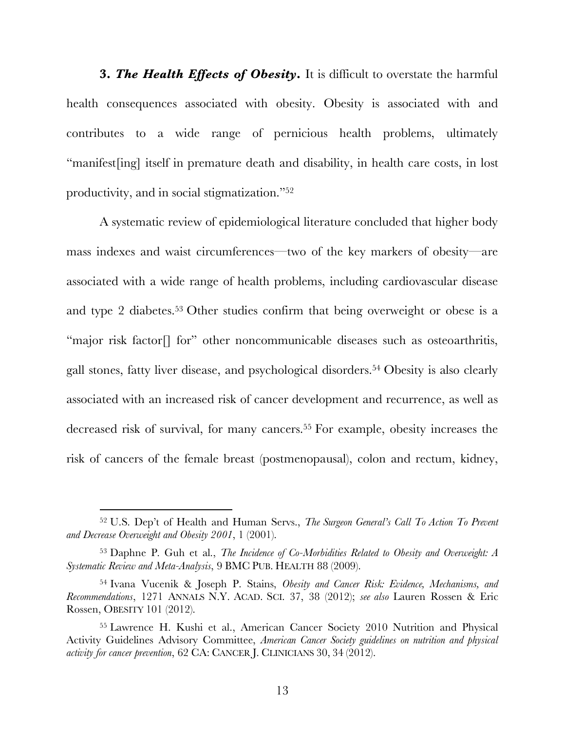**3. *The Health Effects of Obesity*.** It is difficult to overstate the harmful health consequences associated with obesity. Obesity is associated with and contributes to a wide range of pernicious health problems, ultimately "manifest[ing] itself in premature death and disability, in health care costs, in lost productivity, and in social stigmatization."[52]

A systematic review of epidemiological literature concluded that higher body mass indexes and waist circumferences—two of the key markers of obesity—are associated with a wide range of health problems, including cardiovascular disease and type 2 diabetes.[53] Other studies confirm that being overweight or obese is a "major risk factor[] for" other noncommunicable diseases such as osteoarthritis, gall stones, fatty liver disease, and psychological disorders.[54] Obesity is also clearly associated with an increased risk of cancer development and recurrence, as well as decreased risk of survival, for many cancers.[55] For example, obesity increases the risk of cancers of the female breast (postmenopausal), colon and rectum, kidney,

---

[52] U.S. Dep't of Health and Human Servs., *The Surgeon General's Call To Action To Prevent and Decrease Overweight and Obesity 2001*, 1 (2001).

[53] Daphne P. Guh et al., *The Incidence of Co-Morbidities Related to Obesity and Overweight: A Systematic Review and Meta-Analysis*, 9 BMC PUB. HEALTH 88 (2009).

[54] Ivana Vucenik & Joseph P. Stains, *Obesity and Cancer Risk: Evidence, Mechanisms, and Recommendations*, 1271 ANNALS N.Y. ACAD. SCI. 37, 38 (2012); *see also* Lauren Rossen & Eric Rossen, OBESITY 101 (2012).

[55] Lawrence H. Kushi et al., American Cancer Society 2010 Nutrition and Physical Activity Guidelines Advisory Committee, *American Cancer Society guidelines on nutrition and physical activity for cancer prevention*, 62 CA: CANCER J. CLINICIANS 30, 34 (2012).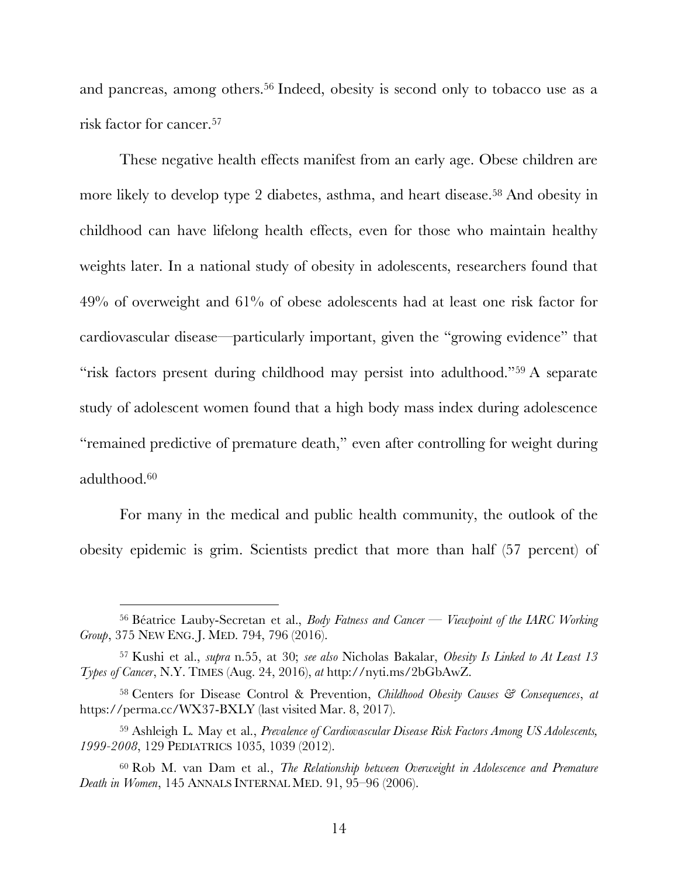and pancreas, among others.[56] Indeed, obesity is second only to tobacco use as a risk factor for cancer.[57]

These negative health effects manifest from an early age. Obese children are more likely to develop type 2 diabetes, asthma, and heart disease.[58] And obesity in childhood can have lifelong health effects, even for those who maintain healthy weights later. In a national study of obesity in adolescents, researchers found that 49% of overweight and 61% of obese adolescents had at least one risk factor for cardiovascular disease—particularly important, given the "growing evidence" that "risk factors present during childhood may persist into adulthood."[59] A separate study of adolescent women found that a high body mass index during adolescence "remained predictive of premature death," even after controlling for weight during adulthood.[60]

For many in the medical and public health community, the outlook of the obesity epidemic is grim. Scientists predict that more than half (57 percent) of

---

[56] Béatrice Lauby-Secretan et al., *Body Fatness and Cancer — Viewpoint of the IARC Working Group*, 375 NEW ENG. J. MED. 794, 796 (2016).

[57] Kushi et al., *supra* n.55, at 30; *see also* Nicholas Bakalar, *Obesity Is Linked to At Least 13 Types of Cancer*, N.Y. TIMES (Aug. 24, 2016), *at* http://nyti.ms/2bGbAwZ.

[58] Centers for Disease Control & Prevention, *Childhood Obesity Causes & Consequences*, *at* https://perma.cc/WX37-BXLY (last visited Mar. 8, 2017).

[59] Ashleigh L. May et al., *Prevalence of Cardiovascular Disease Risk Factors Among US Adolescents, 1999-2008*, 129 PEDIATRICS 1035, 1039 (2012).

[60] Rob M. van Dam et al., *The Relationship between Overweight in Adolescence and Premature Death in Women*, 145 ANNALS INTERNAL MED. 91, 95–96 (2006).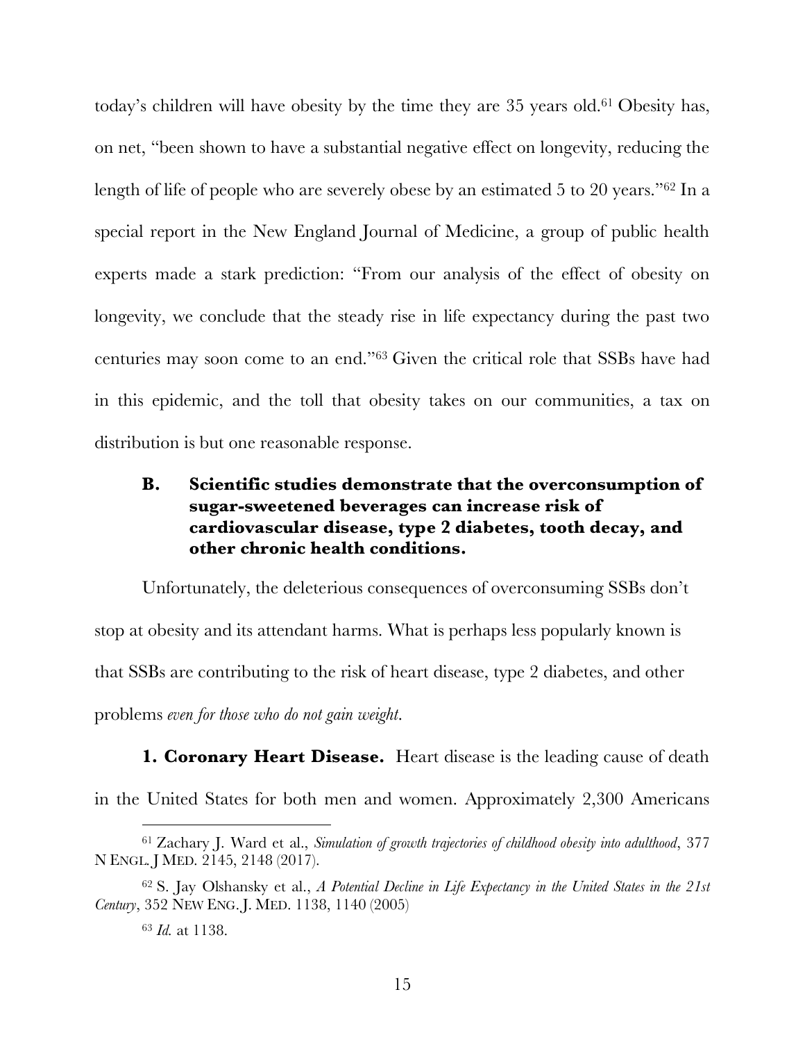today's children will have obesity by the time they are 35 years old.[61] Obesity has, on net, "been shown to have a substantial negative effect on longevity, reducing the length of life of people who are severely obese by an estimated 5 to 20 years."[62] In a special report in the New England Journal of Medicine, a group of public health experts made a stark prediction: "From our analysis of the effect of obesity on longevity, we conclude that the steady rise in life expectancy during the past two centuries may soon come to an end."[63] Given the critical role that SSBs have had in this epidemic, and the toll that obesity takes on our communities, a tax on distribution is but one reasonable response.

### B. Scientific studies demonstrate that the overconsumption of sugar-sweetened beverages can increase risk of cardiovascular disease, type 2 diabetes, tooth decay, and other chronic health conditions.

Unfortunately, the deleterious consequences of overconsuming SSBs don't stop at obesity and its attendant harms. What is perhaps less popularly known is that SSBs are contributing to the risk of heart disease, type 2 diabetes, and other problems *even for those who do not gain weight*.

**1. Coronary Heart Disease.** Heart disease is the leading cause of death in the United States for both men and women. Approximately 2,300 Americans

---

[61] Zachary J. Ward et al., *Simulation of growth trajectories of childhood obesity into adulthood*, 377 N ENGL. J MED. 2145, 2148 (2017).

[62] S. Jay Olshansky et al., *A Potential Decline in Life Expectancy in the United States in the 21st Century*, 352 NEW ENG. J. MED. 1138, 1140 (2005)

[63] *Id.* at 1138.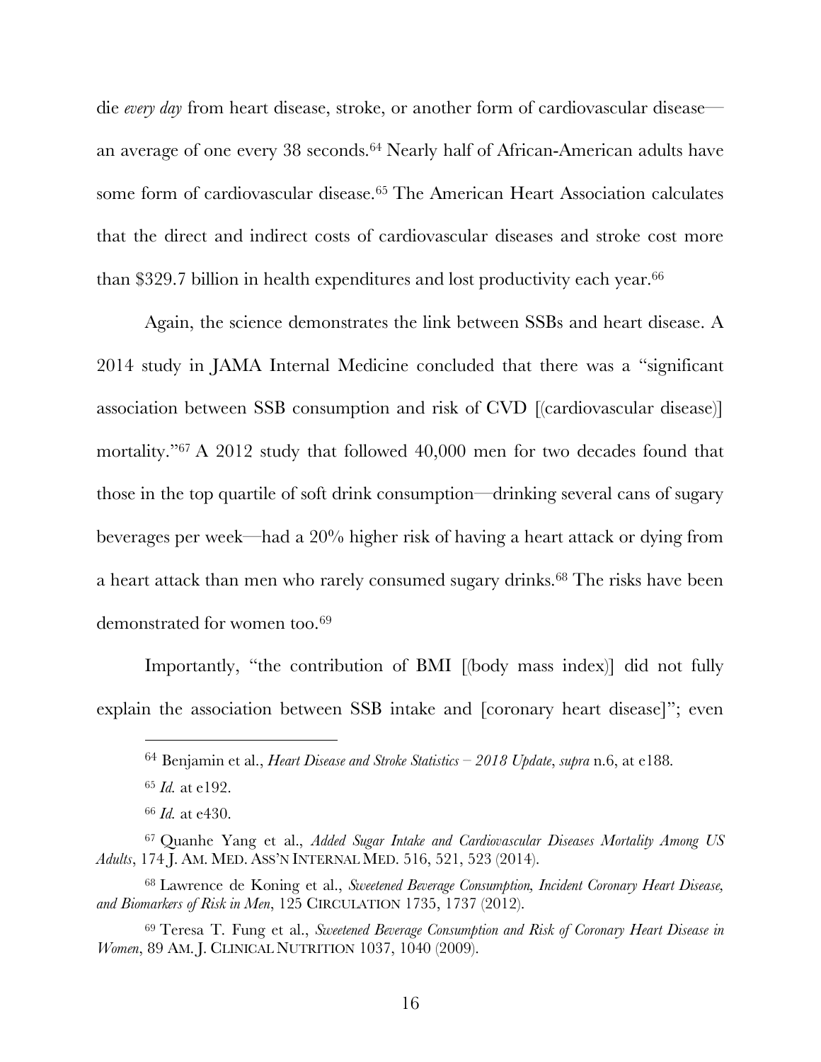die *every day* from heart disease, stroke, or another form of cardiovascular disease—an average of one every 38 seconds.[64] Nearly half of African-American adults have some form of cardiovascular disease.[65] The American Heart Association calculates that the direct and indirect costs of cardiovascular diseases and stroke cost more than $329.7 billion in health expenditures and lost productivity each year.[66]

Again, the science demonstrates the link between SSBs and heart disease. A 2014 study in JAMA Internal Medicine concluded that there was a "significant association between SSB consumption and risk of CVD [(cardiovascular disease)] mortality."[67] A 2012 study that followed 40,000 men for two decades found that those in the top quartile of soft drink consumption—drinking several cans of sugary beverages per week—had a 20% higher risk of having a heart attack or dying from a heart attack than men who rarely consumed sugary drinks.[68] The risks have been demonstrated for women too.[69]

Importantly, "the contribution of BMI [(body mass index)] did not fully explain the association between SSB intake and [coronary heart disease]"; even

---

[64] Benjamin et al., *Heart Disease and Stroke Statistics – 2018 Update*, *supra* n.6, at e188.

[65] *Id.* at e192.

[66] *Id.* at e430.

[67] Quanhe Yang et al., *Added Sugar Intake and Cardiovascular Diseases Mortality Among US Adults*, 174 J. AM. MED. ASS'N INTERNAL MED. 516, 521, 523 (2014).

[68] Lawrence de Koning et al., *Sweetened Beverage Consumption, Incident Coronary Heart Disease, and Biomarkers of Risk in Men*, 125 CIRCULATION 1735, 1737 (2012).

[69] Teresa T. Fung et al., *Sweetened Beverage Consumption and Risk of Coronary Heart Disease in Women*, 89 AM. J. CLINICAL NUTRITION 1037, 1040 (2009).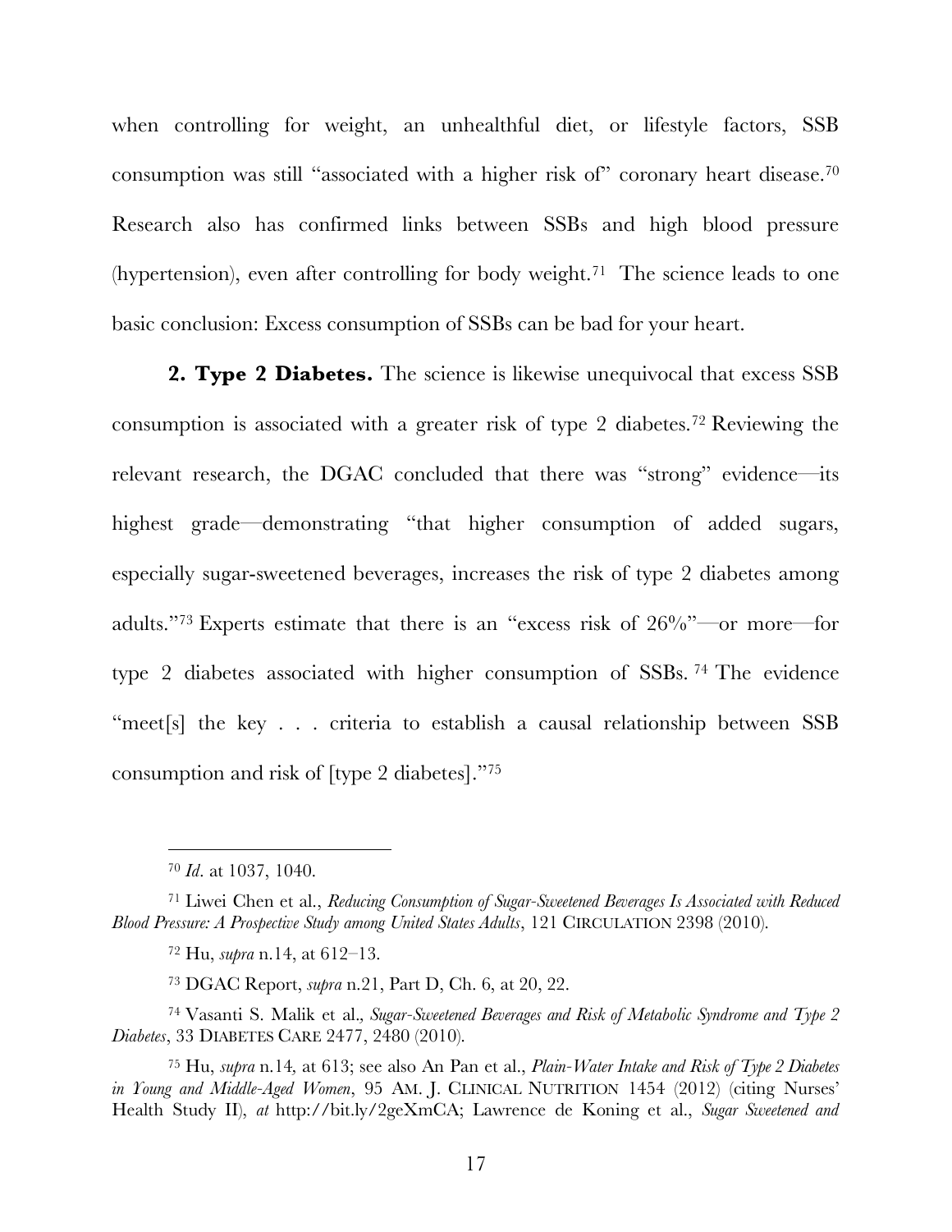when controlling for weight, an unhealthful diet, or lifestyle factors, SSB consumption was still "associated with a higher risk of" coronary heart disease.[70] Research also has confirmed links between SSBs and high blood pressure (hypertension), even after controlling for body weight.[71] The science leads to one basic conclusion: Excess consumption of SSBs can be bad for your heart.

**2. Type 2 Diabetes.** The science is likewise unequivocal that excess SSB consumption is associated with a greater risk of type 2 diabetes.[72] Reviewing the relevant research, the DGAC concluded that there was "strong" evidence—its highest grade—demonstrating "that higher consumption of added sugars, especially sugar-sweetened beverages, increases the risk of type 2 diabetes among adults."[73] Experts estimate that there is an "excess risk of 26%"—or more—for type 2 diabetes associated with higher consumption of SSBs.[74] The evidence "meet[s] the key . . . criteria to establish a causal relationship between SSB consumption and risk of [type 2 diabetes]."[75]

---

[70] *Id*. at 1037, 1040.

[71] Liwei Chen et al., *Reducing Consumption of Sugar-Sweetened Beverages Is Associated with Reduced Blood Pressure: A Prospective Study among United States Adults*, 121 CIRCULATION 2398 (2010).

[72] Hu, *supra* n.14, at 612–13.

[73] DGAC Report, *supra* n.21, Part D, Ch. 6, at 20, 22.

[74] Vasanti S. Malik et al., *Sugar-Sweetened Beverages and Risk of Metabolic Syndrome and Type 2 Diabetes*, 33 DIABETES CARE 2477, 2480 (2010).

[75] Hu, *supra* n.14, at 613; see also An Pan et al., *Plain-Water Intake and Risk of Type 2 Diabetes in Young and Middle-Aged Women*, 95 AM. J. CLINICAL NUTRITION 1454 (2012) (citing Nurses' Health Study II), *at* http://bit.ly/2geXmCA; Lawrence de Koning et al., *Sugar Sweetened and*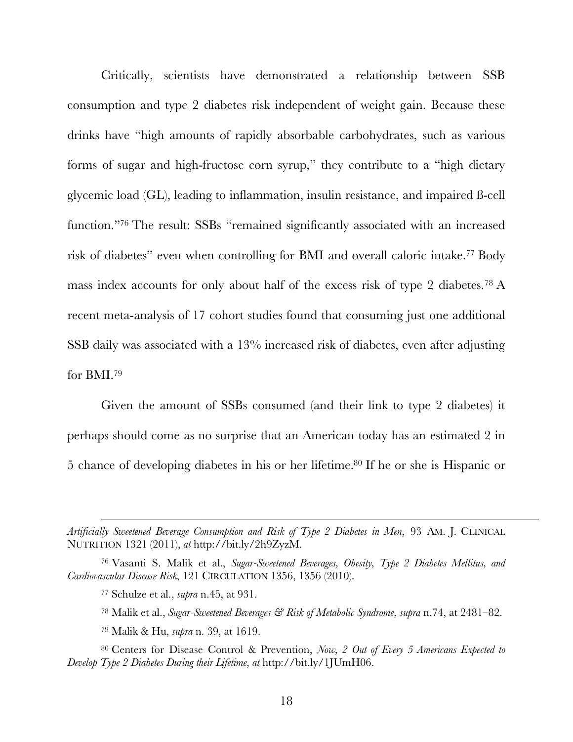Critically, scientists have demonstrated a relationship between SSB consumption and type 2 diabetes risk independent of weight gain. Because these drinks have "high amounts of rapidly absorbable carbohydrates, such as various forms of sugar and high-fructose corn syrup," they contribute to a "high dietary glycemic load (GL), leading to inflammation, insulin resistance, and impaired ß-cell function."[76] The result: SSBs "remained significantly associated with an increased risk of diabetes" even when controlling for BMI and overall caloric intake.[77] Body mass index accounts for only about half of the excess risk of type 2 diabetes.[78] A recent meta-analysis of 17 cohort studies found that consuming just one additional SSB daily was associated with a 13% increased risk of diabetes, even after adjusting for BMI.[79]

Given the amount of SSBs consumed (and their link to type 2 diabetes) it perhaps should come as no surprise that an American today has an estimated 2 in 5 chance of developing diabetes in his or her lifetime.[80] If he or she is Hispanic or

---

*Artificially Sweetened Beverage Consumption and Risk of Type 2 Diabetes in Men*, 93 AM. J. CLINICAL NUTRITION 1321 (2011), *at* http://bit.ly/2h9ZyzM.

[76] Vasanti S. Malik et al., *Sugar-Sweetened Beverages, Obesity, Type 2 Diabetes Mellitus, and Cardiovascular Disease Risk*, 121 CIRCULATION 1356, 1356 (2010).

[77] Schulze et al., *supra* n.45, at 931.

[78] Malik et al., *Sugar-Sweetened Beverages & Risk of Metabolic Syndrome*, *supra* n.74, at 2481–82.

[79] Malik & Hu, *supra* n. 39, at 1619.

[80] Centers for Disease Control & Prevention, *Now, 2 Out of Every 5 Americans Expected to Develop Type 2 Diabetes During their Lifetime*, *at* http://bit.ly/1JUmH06.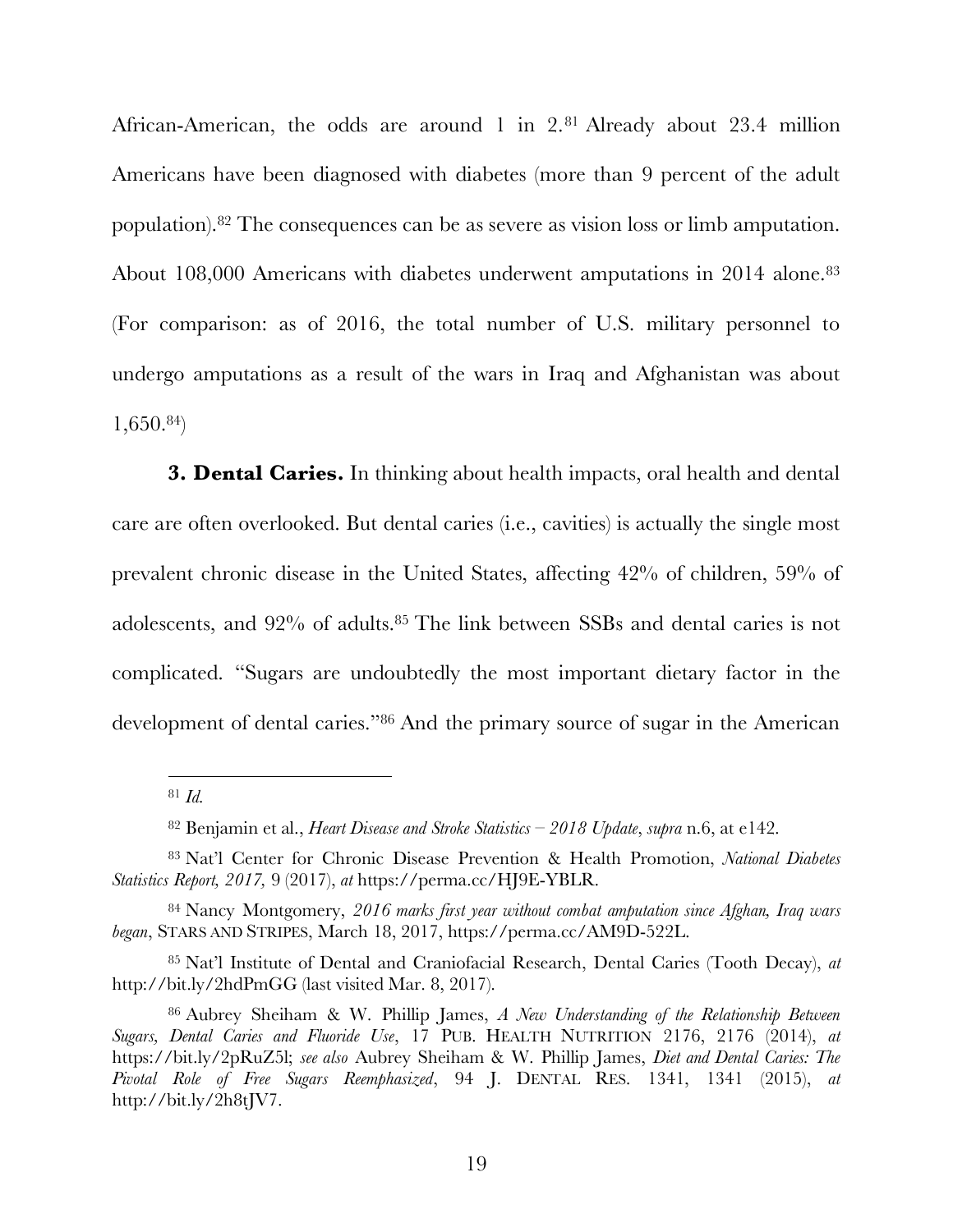African-American, the odds are around 1 in 2.[81] Already about 23.4 million Americans have been diagnosed with diabetes (more than 9 percent of the adult population).[82] The consequences can be as severe as vision loss or limb amputation. About 108,000 Americans with diabetes underwent amputations in 2014 alone.[83] (For comparison: as of 2016, the total number of U.S. military personnel to undergo amputations as a result of the wars in Iraq and Afghanistan was about 1,650.[84])

**3. Dental Caries.** In thinking about health impacts, oral health and dental care are often overlooked. But dental caries (i.e., cavities) is actually the single most prevalent chronic disease in the United States, affecting 42% of children, 59% of adolescents, and 92% of adults.[85] The link between SSBs and dental caries is not complicated. "Sugars are undoubtedly the most important dietary factor in the development of dental caries."[86] And the primary source of sugar in the American

---

[81] *Id.*

[82] Benjamin et al., *Heart Disease and Stroke Statistics – 2018 Update*, *supra* n.6, at e142.

[83] Nat'l Center for Chronic Disease Prevention & Health Promotion, *National Diabetes Statistics Report, 2017,* 9 (2017), *at* https://perma.cc/HJ9E-YBLR.

[84] Nancy Montgomery, *2016 marks first year without combat amputation since Afghan, Iraq wars began*, STARS AND STRIPES, March 18, 2017, https://perma.cc/AM9D-522L.

[85] Nat'l Institute of Dental and Craniofacial Research, Dental Caries (Tooth Decay), *at* http://bit.ly/2hdPmGG (last visited Mar. 8, 2017).

[86] Aubrey Sheiham & W. Phillip James, *A New Understanding of the Relationship Between Sugars, Dental Caries and Fluoride Use*, 17 PUB. HEALTH NUTRITION 2176, 2176 (2014), *at* https://bit.ly/2pRuZ5l; *see also* Aubrey Sheiham & W. Phillip James, *Diet and Dental Caries: The Pivotal Role of Free Sugars Reemphasized*, 94 J. DENTAL RES. 1341, 1341 (2015), *at* http://bit.ly/2h8tJV7.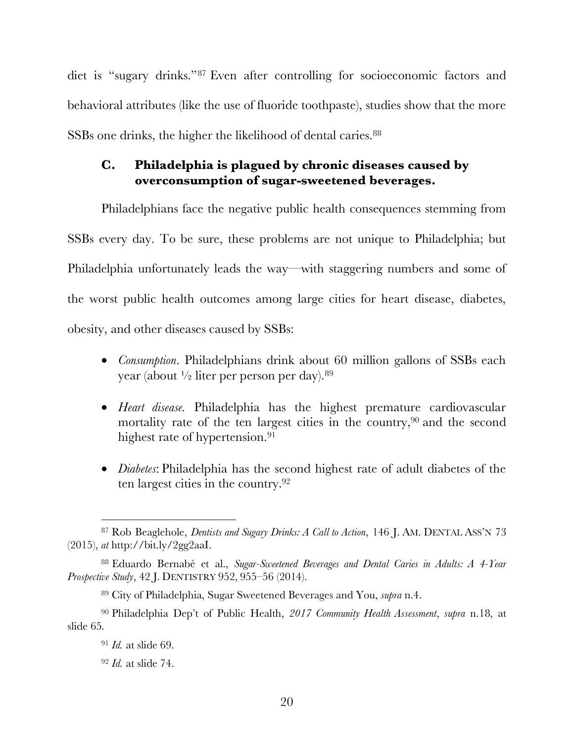diet is "sugary drinks."[87] Even after controlling for socioeconomic factors and behavioral attributes (like the use of fluoride toothpaste), studies show that the more SSBs one drinks, the higher the likelihood of dental caries.[88]

### C. Philadelphia is plagued by chronic diseases caused by overconsumption of sugar-sweetened beverages.

Philadelphians face the negative public health consequences stemming from SSBs every day. To be sure, these problems are not unique to Philadelphia; but Philadelphia unfortunately leads the way—with staggering numbers and some of the worst public health outcomes among large cities for heart disease, diabetes, obesity, and other diseases caused by SSBs:

- *Consumption*. Philadelphians drink about 60 million gallons of SSBs each year (about ½ liter per person per day).[89]
- *Heart disease.* Philadelphia has the highest premature cardiovascular mortality rate of the ten largest cities in the country,[90] and the second highest rate of hypertension.[91]
- *Diabetes*: Philadelphia has the second highest rate of adult diabetes of the ten largest cities in the country.[92]

---

[87] Rob Beaglehole, *Dentists and Sugary Drinks: A Call to Action*, 146 J. AM. DENTAL ASS'N 73 (2015), *at* http://bit.ly/2gg2aaI.

[88] Eduardo Bernabé et al., *Sugar-Sweetened Beverages and Dental Caries in Adults: A 4-Year Prospective Study*, 42 J. DENTISTRY 952, 955–56 (2014).

[89] City of Philadelphia, Sugar Sweetened Beverages and You, *supra* n.4.

[90] Philadelphia Dep't of Public Health, *2017 Community Health Assessment*, *supra* n.18, at slide 65.

[91] *Id.* at slide 69.

[92] *Id.* at slide 74.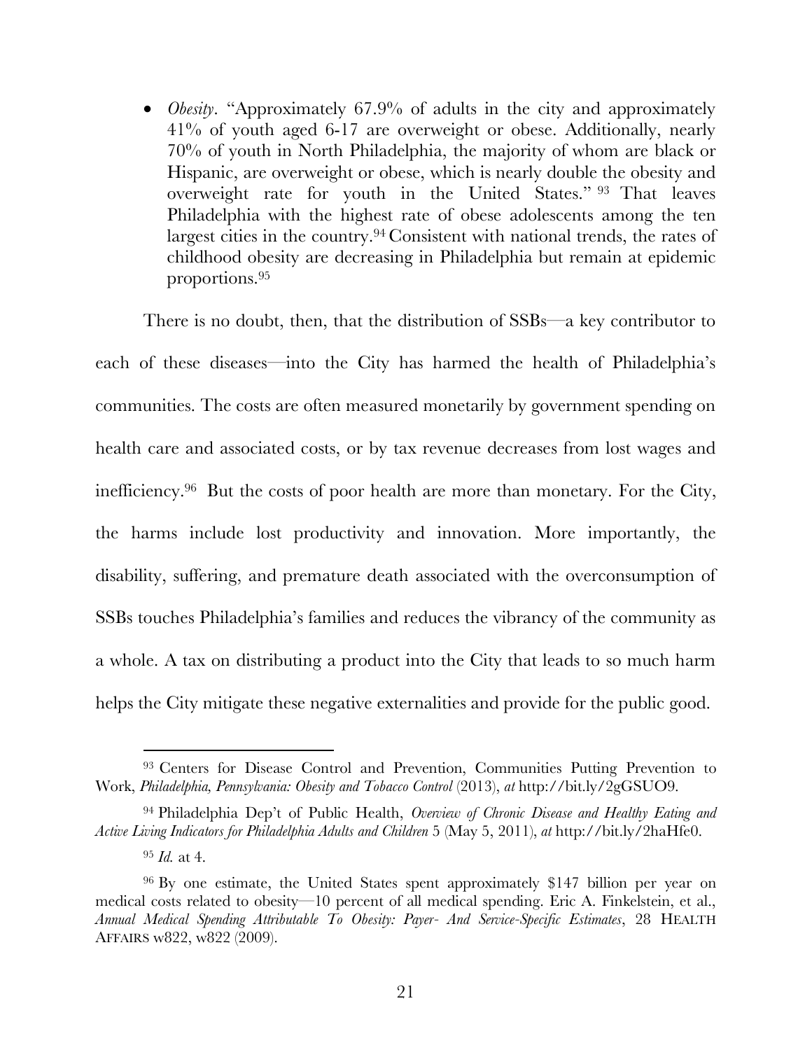- *Obesity*. "Approximately 67.9% of adults in the city and approximately 41% of youth aged 6-17 are overweight or obese. Additionally, nearly 70% of youth in North Philadelphia, the majority of whom are black or Hispanic, are overweight or obese, which is nearly double the obesity and overweight rate for youth in the United States."[93] That leaves Philadelphia with the highest rate of obese adolescents among the ten largest cities in the country.[94] Consistent with national trends, the rates of childhood obesity are decreasing in Philadelphia but remain at epidemic proportions.[95]

There is no doubt, then, that the distribution of SSBs—a key contributor to each of these diseases—into the City has harmed the health of Philadelphia's communities. The costs are often measured monetarily by government spending on health care and associated costs, or by tax revenue decreases from lost wages and inefficiency.[96] But the costs of poor health are more than monetary. For the City, the harms include lost productivity and innovation. More importantly, the disability, suffering, and premature death associated with the overconsumption of SSBs touches Philadelphia's families and reduces the vibrancy of the community as a whole. A tax on distributing a product into the City that leads to so much harm helps the City mitigate these negative externalities and provide for the public good.

---

[93] Centers for Disease Control and Prevention, Communities Putting Prevention to Work, *Philadelphia, Pennsylvania: Obesity and Tobacco Control* (2013), *at* http://bit.ly/2gGSUO9.

[94] Philadelphia Dep't of Public Health, *Overview of Chronic Disease and Healthy Eating and Active Living Indicators for Philadelphia Adults and Children* 5 (May 5, 2011), *at* http://bit.ly/2haHfe0.

[95] *Id.* at 4.

[96] By one estimate, the United States spent approximately $147 billion per year on medical costs related to obesity—10 percent of all medical spending. Eric A. Finkelstein, et al., *Annual Medical Spending Attributable To Obesity: Payer- And Service-Specific Estimates*, 28 HEALTH AFFAIRS w822, w822 (2009).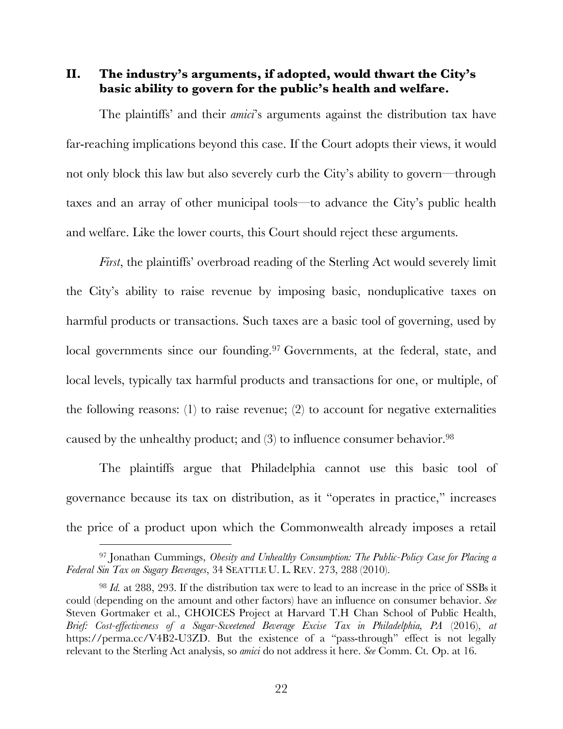## II. The industry's arguments, if adopted, would thwart the City's basic ability to govern for the public's health and welfare.

The plaintiffs' and their *amici*'s arguments against the distribution tax have far-reaching implications beyond this case. If the Court adopts their views, it would not only block this law but also severely curb the City's ability to govern—through taxes and an array of other municipal tools—to advance the City's public health and welfare. Like the lower courts, this Court should reject these arguments.

*First*, the plaintiffs' overbroad reading of the Sterling Act would severely limit the City's ability to raise revenue by imposing basic, nonduplicative taxes on harmful products or transactions. Such taxes are a basic tool of governing, used by local governments since our founding.[97] Governments, at the federal, state, and local levels, typically tax harmful products and transactions for one, or multiple, of the following reasons: (1) to raise revenue; (2) to account for negative externalities caused by the unhealthy product; and (3) to influence consumer behavior.[98]

The plaintiffs argue that Philadelphia cannot use this basic tool of governance because its tax on distribution, as it "operates in practice," increases the price of a product upon which the Commonwealth already imposes a retail

---

[97] Jonathan Cummings, *Obesity and Unhealthy Consumption: The Public-Policy Case for Placing a Federal Sin Tax on Sugary Beverages*, 34 SEATTLE U. L. REV. 273, 288 (2010).

[98] *Id.* at 288, 293. If the distribution tax were to lead to an increase in the price of SSBs it could (depending on the amount and other factors) have an influence on consumer behavior. *See* Steven Gortmaker et al., CHOICES Project at Harvard T.H Chan School of Public Health, *Brief: Cost-effectiveness of a Sugar-Sweetened Beverage Excise Tax in Philadelphia, PA* (2016), *at* https://perma.cc/V4B2-U3ZD. But the existence of a "pass-through" effect is not legally relevant to the Sterling Act analysis, so *amici* do not address it here. *See* Comm. Ct. Op. at 16.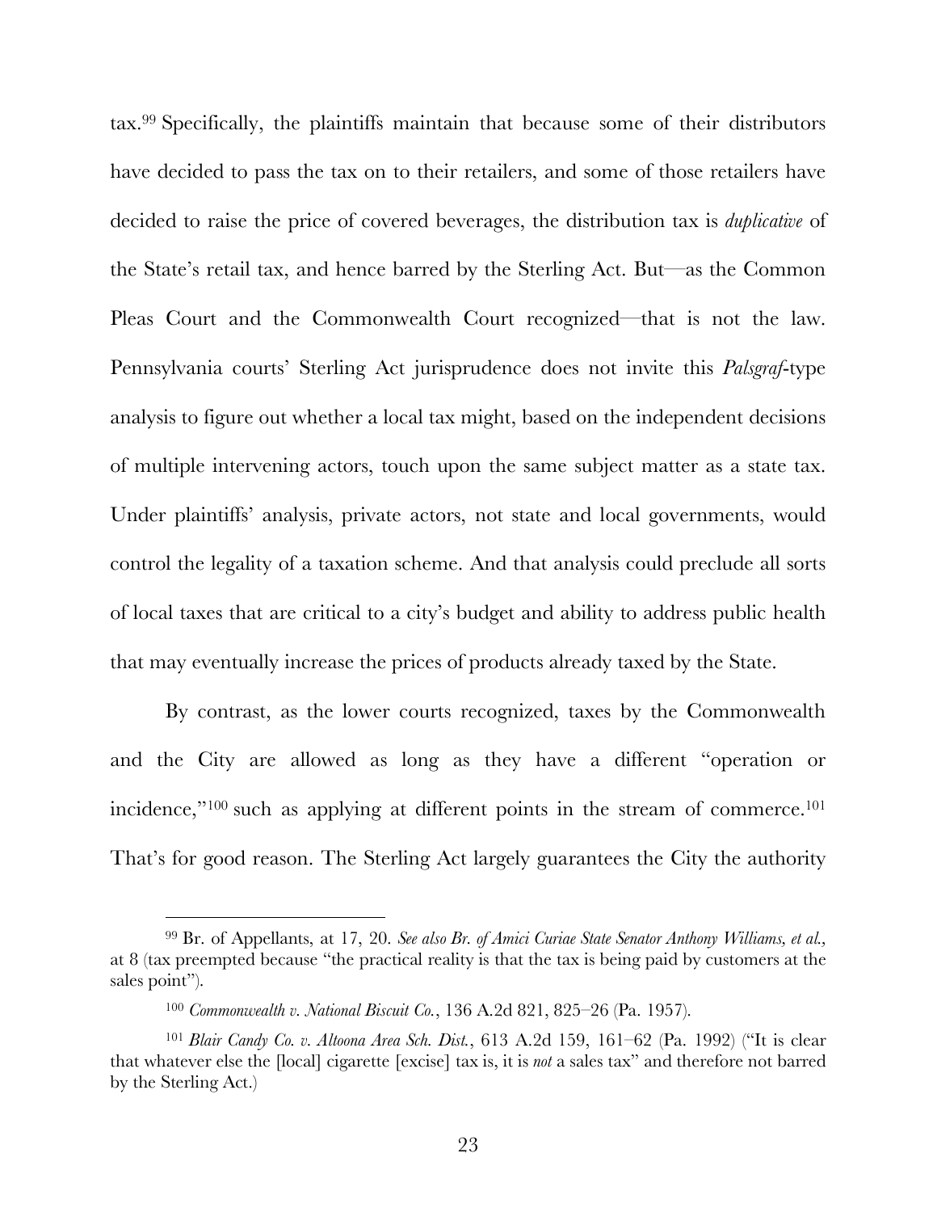tax.[99] Specifically, the plaintiffs maintain that because some of their distributors have decided to pass the tax on to their retailers, and some of those retailers have decided to raise the price of covered beverages, the distribution tax is *duplicative* of the State's retail tax, and hence barred by the Sterling Act. But—as the Common Pleas Court and the Commonwealth Court recognized—that is not the law. Pennsylvania courts' Sterling Act jurisprudence does not invite this *Palsgraf*-type analysis to figure out whether a local tax might, based on the independent decisions of multiple intervening actors, touch upon the same subject matter as a state tax. Under plaintiffs' analysis, private actors, not state and local governments, would control the legality of a taxation scheme. And that analysis could preclude all sorts of local taxes that are critical to a city's budget and ability to address public health that may eventually increase the prices of products already taxed by the State.

By contrast, as the lower courts recognized, taxes by the Commonwealth and the City are allowed as long as they have a different "operation or incidence,"[100] such as applying at different points in the stream of commerce.[101] That's for good reason. The Sterling Act largely guarantees the City the authority

---

[99] Br. of Appellants, at 17, 20. *See also Br. of Amici Curiae State Senator Anthony Williams, et al.*, at 8 (tax preempted because "the practical reality is that the tax is being paid by customers at the sales point").

[100] *Commonwealth v. National Biscuit Co.*, 136 A.2d 821, 825–26 (Pa. 1957).

[101] *Blair Candy Co. v. Altoona Area Sch. Dist.*, 613 A.2d 159, 161–62 (Pa. 1992) ("It is clear that whatever else the [local] cigarette [excise] tax is, it is *not* a sales tax" and therefore not barred by the Sterling Act.)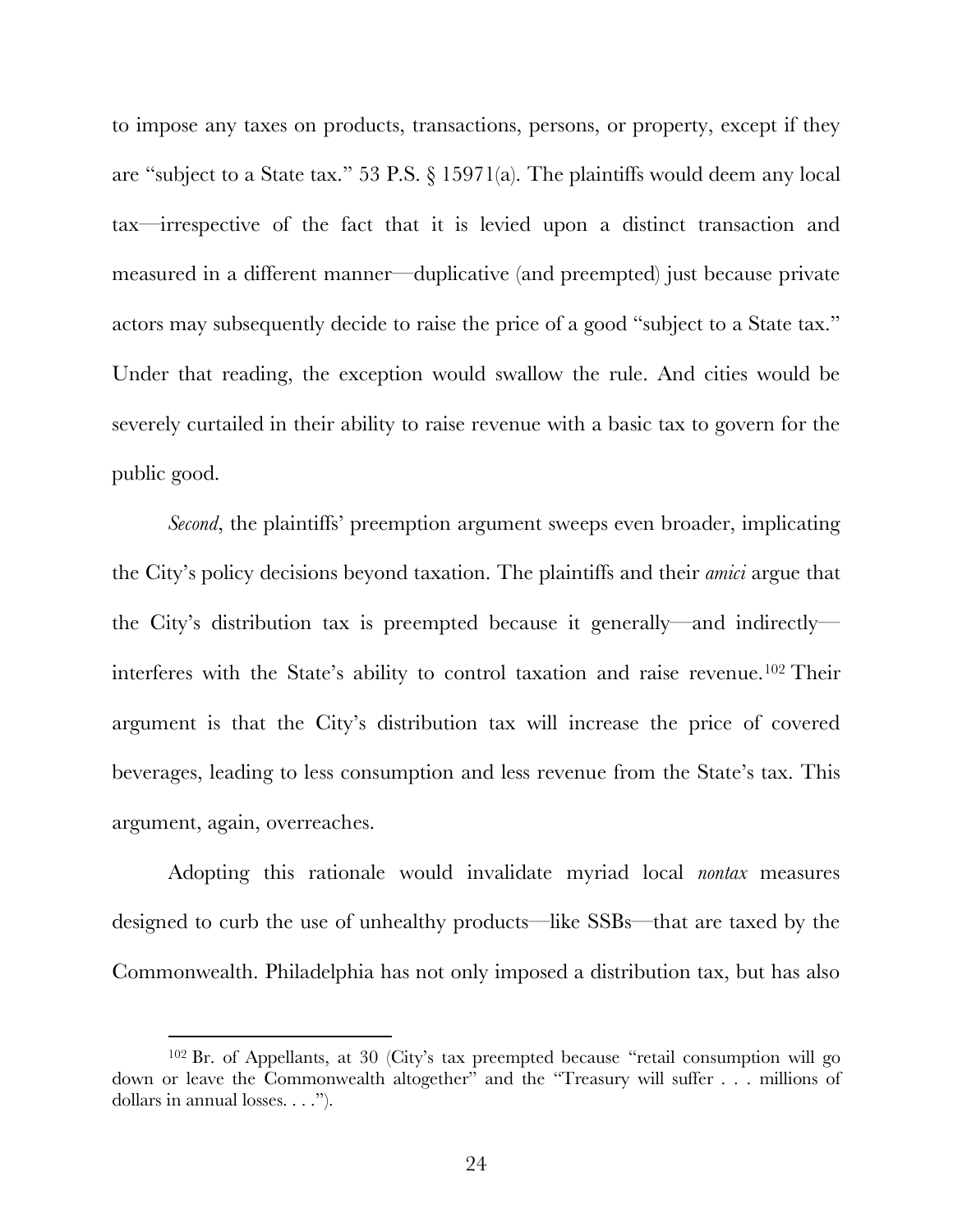to impose any taxes on products, transactions, persons, or property, except if they are "subject to a State tax." 53 P.S. § 15971(a). The plaintiffs would deem any local tax—irrespective of the fact that it is levied upon a distinct transaction and measured in a different manner—duplicative (and preempted) just because private actors may subsequently decide to raise the price of a good "subject to a State tax." Under that reading, the exception would swallow the rule. And cities would be severely curtailed in their ability to raise revenue with a basic tax to govern for the public good.

*Second*, the plaintiffs' preemption argument sweeps even broader, implicating the City's policy decisions beyond taxation. The plaintiffs and their *amici* argue that the City's distribution tax is preempted because it generally—and indirectly—interferes with the State's ability to control taxation and raise revenue.[102] Their argument is that the City's distribution tax will increase the price of covered beverages, leading to less consumption and less revenue from the State's tax. This argument, again, overreaches.

Adopting this rationale would invalidate myriad local *nontax* measures designed to curb the use of unhealthy products—like SSBs—that are taxed by the Commonwealth. Philadelphia has not only imposed a distribution tax, but has also

---

[102] Br. of Appellants, at 30 (City's tax preempted because "retail consumption will go down or leave the Commonwealth altogether" and the "Treasury will suffer . . . millions of dollars in annual losses. . . .").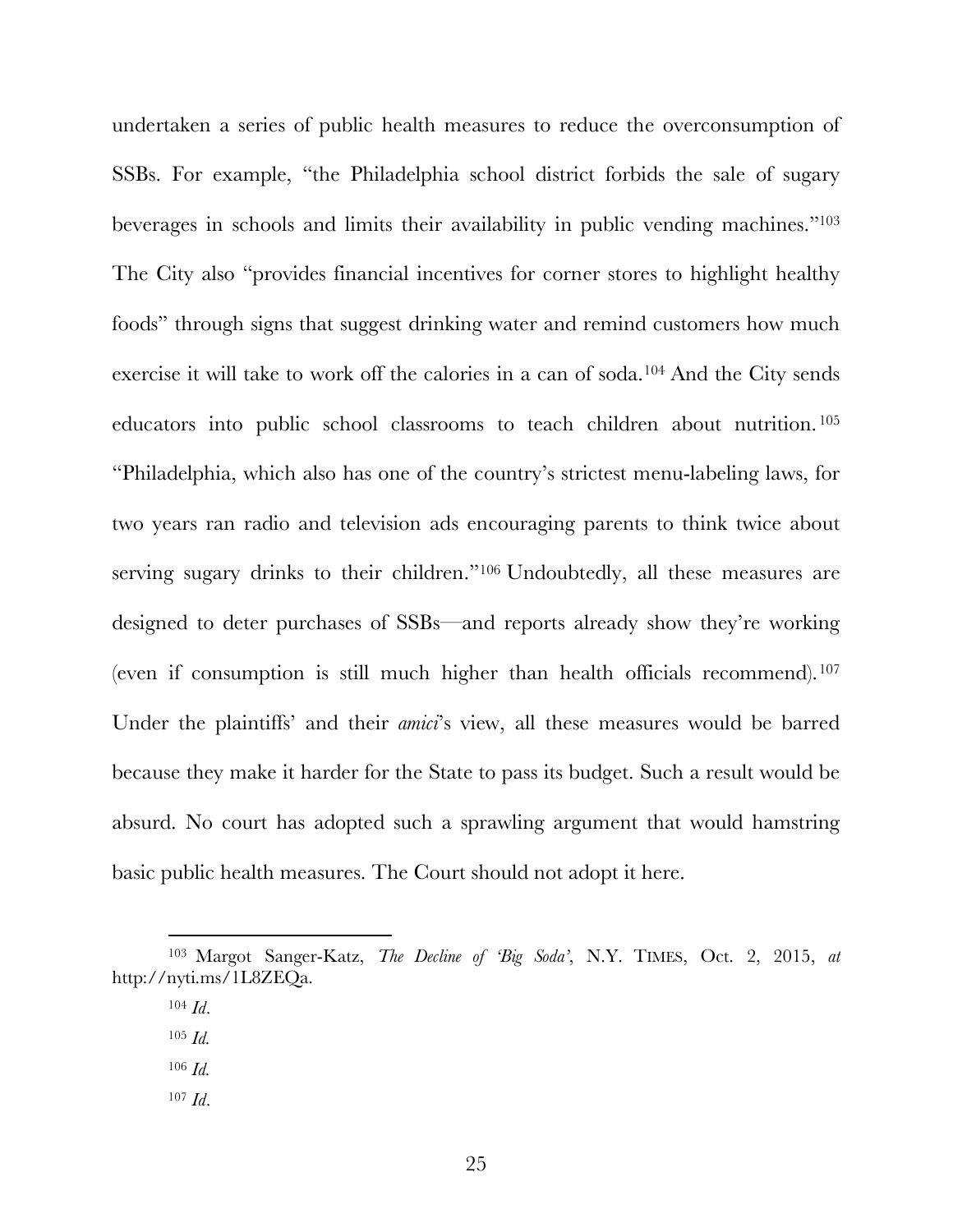undertaken a series of public health measures to reduce the overconsumption of SSBs. For example, "the Philadelphia school district forbids the sale of sugary beverages in schools and limits their availability in public vending machines."[103] The City also "provides financial incentives for corner stores to highlight healthy foods" through signs that suggest drinking water and remind customers how much exercise it will take to work off the calories in a can of soda.[104] And the City sends educators into public school classrooms to teach children about nutrition.[105] "Philadelphia, which also has one of the country's strictest menu-labeling laws, for two years ran radio and television ads encouraging parents to think twice about serving sugary drinks to their children."[106] Undoubtedly, all these measures are designed to deter purchases of SSBs—and reports already show they're working (even if consumption is still much higher than health officials recommend).[107] Under the plaintiffs' and their *amici*'s view, all these measures would be barred because they make it harder for the State to pass its budget. Such a result would be absurd. No court has adopted such a sprawling argument that would hamstring basic public health measures. The Court should not adopt it here.

---

[103] Margot Sanger-Katz, *The Decline of 'Big Soda'*, N.Y. TIMES, Oct. 2, 2015, *at* http://nyti.ms/1L8ZEQa.

[104] *Id*.

[105] *Id.*

[106] *Id.*

[107] *Id*.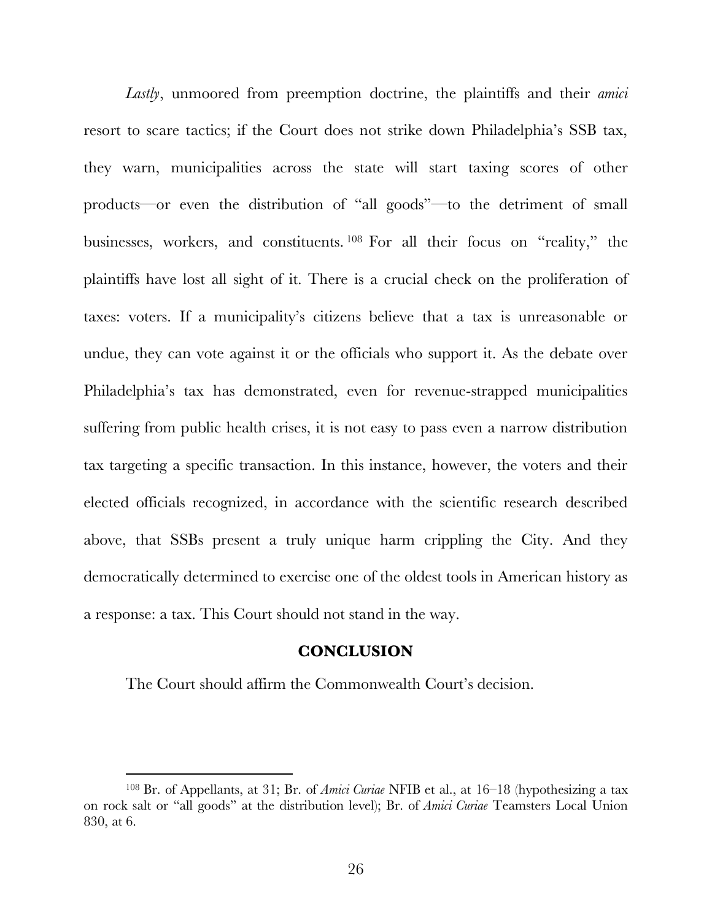*Lastly*, unmoored from preemption doctrine, the plaintiffs and their *amici* resort to scare tactics; if the Court does not strike down Philadelphia's SSB tax, they warn, municipalities across the state will start taxing scores of other products—or even the distribution of "all goods"—to the detriment of small businesses, workers, and constituents.[108] For all their focus on "reality," the plaintiffs have lost all sight of it. There is a crucial check on the proliferation of taxes: voters. If a municipality's citizens believe that a tax is unreasonable or undue, they can vote against it or the officials who support it. As the debate over Philadelphia's tax has demonstrated, even for revenue-strapped municipalities suffering from public health crises, it is not easy to pass even a narrow distribution tax targeting a specific transaction. In this instance, however, the voters and their elected officials recognized, in accordance with the scientific research described above, that SSBs present a truly unique harm crippling the City. And they democratically determined to exercise one of the oldest tools in American history as a response: a tax. This Court should not stand in the way.

## CONCLUSION

The Court should affirm the Commonwealth Court's decision.

---

[108] Br. of Appellants, at 31; Br. of *Amici Curiae* NFIB et al., at 16–18 (hypothesizing a tax on rock salt or "all goods" at the distribution level); Br. of *Amici Curiae* Teamsters Local Union 830, at 6.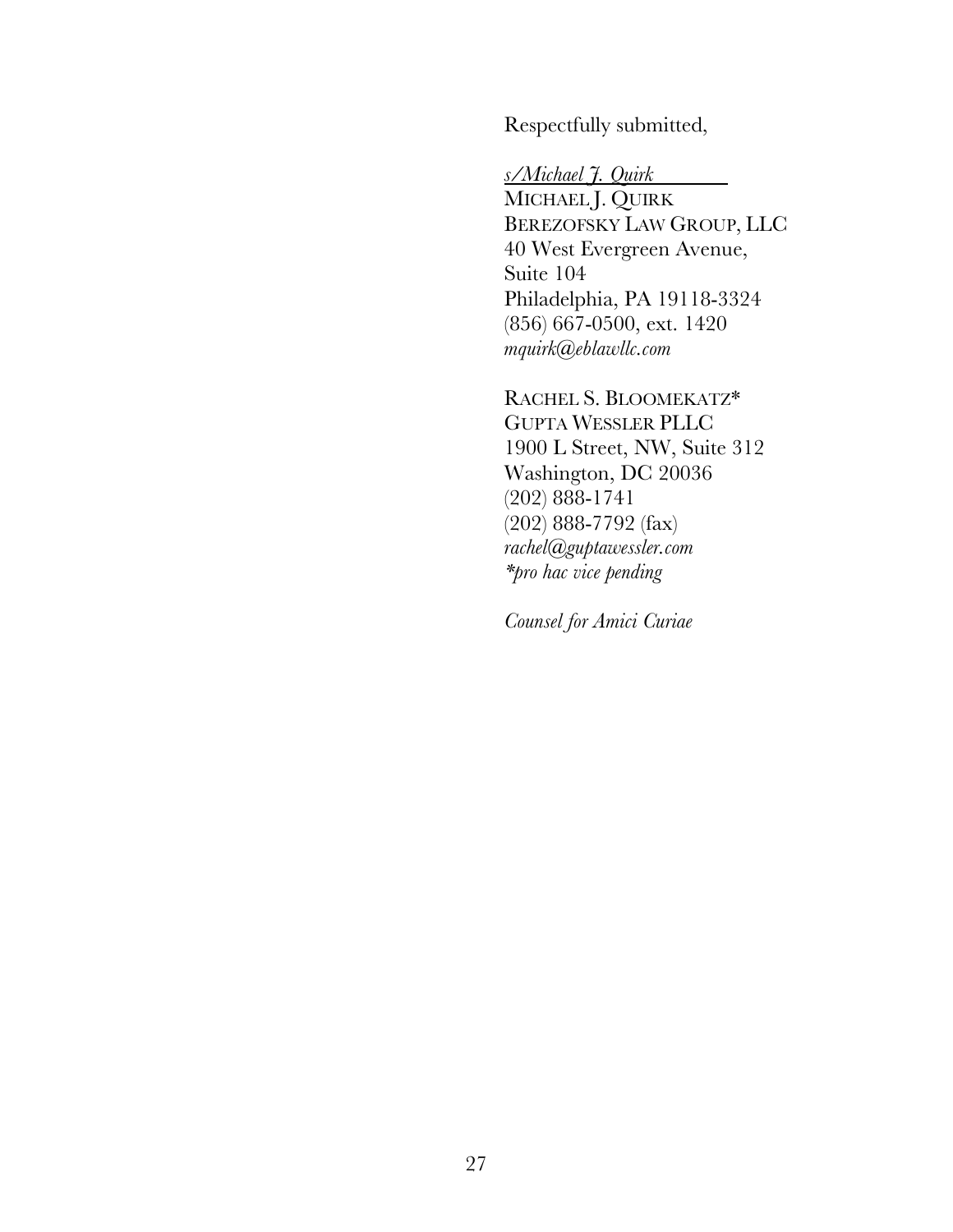Respectfully submitted,

*s/Michael J. Quirk*
MICHAEL J. QUIRK
BEREZOFSKY LAW GROUP, LLC
40 West Evergreen Avenue,
Suite 104
Philadelphia, PA 19118-3324
(856) 667-0500, ext. 1420
*mquirk@eblawllc.com*

RACHEL S. BLOOMEKATZ*
GUPTA WESSLER PLLC
1900 L Street, NW, Suite 312
Washington, DC 20036
(202) 888-1741
(202) 888-7792 (fax)
*rachel@guptawessler.com*
*\*pro hac vice pending*

*Counsel for Amici Curiae*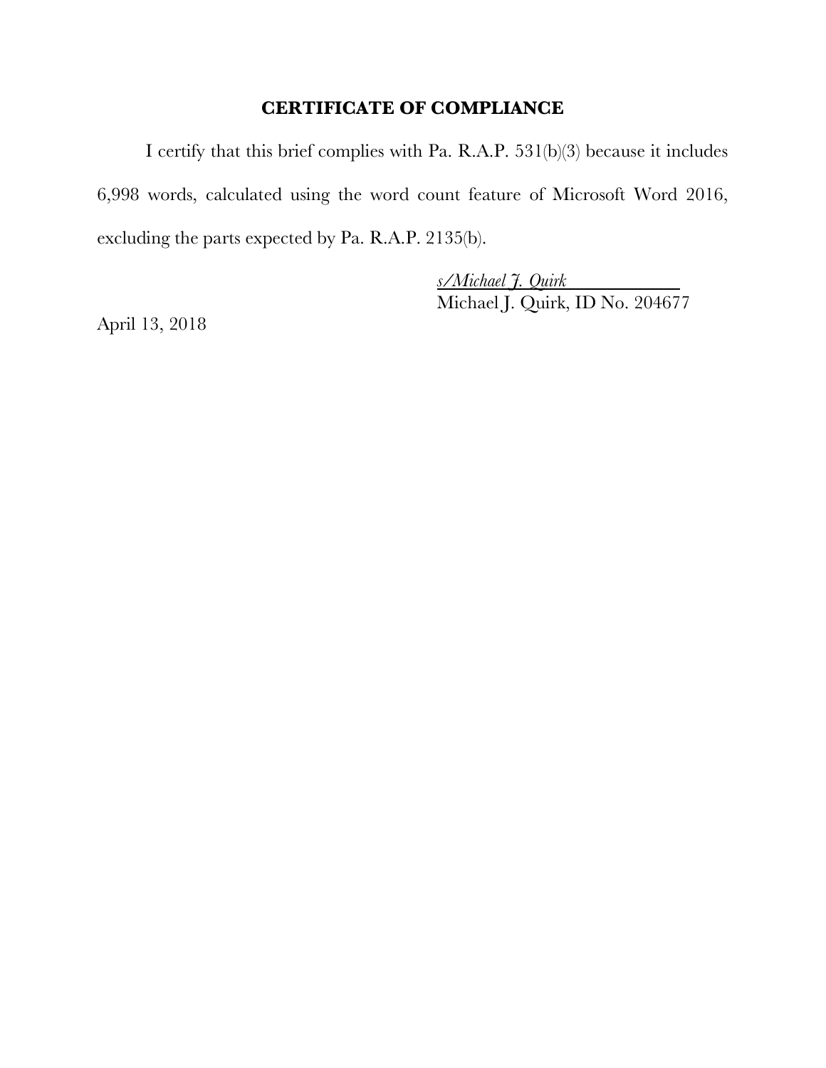## CERTIFICATE OF COMPLIANCE

I certify that this brief complies with Pa. R.A.P. 531(b)(3) because it includes 6,998 words, calculated using the word count feature of Microsoft Word 2016, excluding the parts expected by Pa. R.A.P. 2135(b).

*s/Michael J. Quirk*
Michael J. Quirk, ID No. 204677

April 13, 2018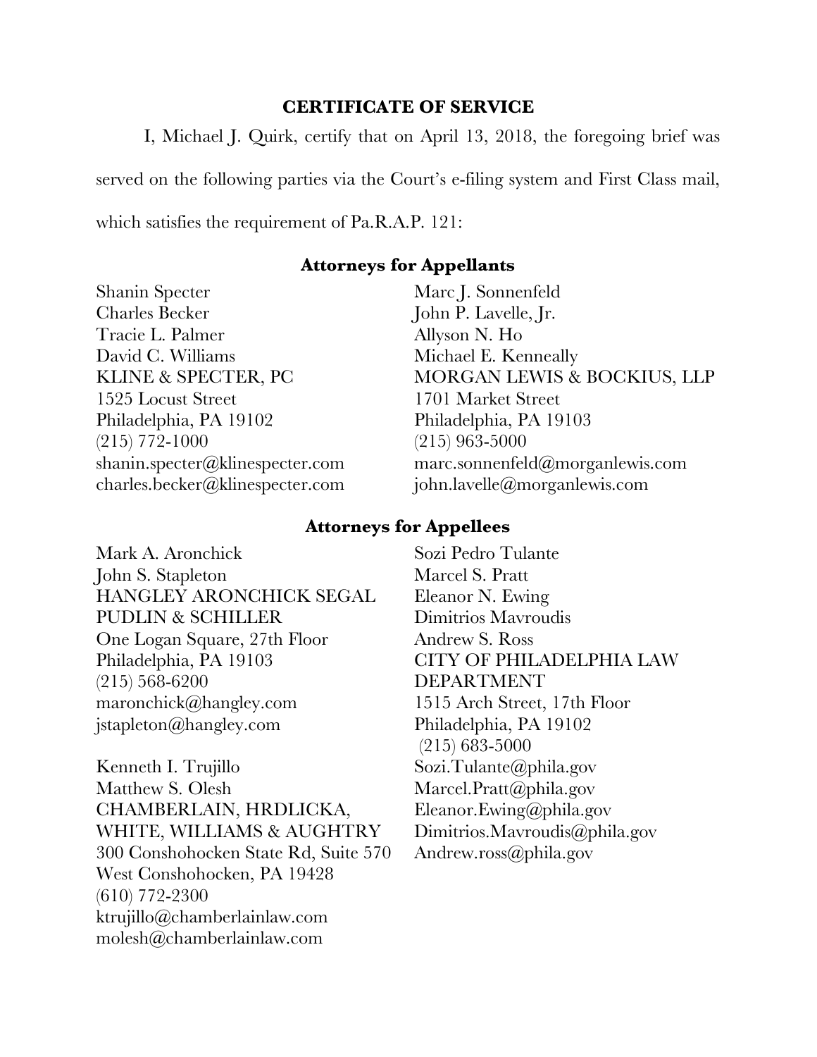## CERTIFICATE OF SERVICE

I, Michael J. Quirk, certify that on April 13, 2018, the foregoing brief was served on the following parties via the Court's e-filing system and First Class mail, which satisfies the requirement of Pa.R.A.P. 121:

### Attorneys for Appellants

Shanin Specter
Charles Becker
Tracie L. Palmer
David C. Williams
KLINE & SPECTER, PC
1525 Locust Street
Philadelphia, PA 19102
(215) 772-1000
shanin.specter@klinespecter.com
charles.becker@klinespecter.com

Marc J. Sonnenfeld
John P. Lavelle, Jr.
Allyson N. Ho
Michael E. Kenneally
MORGAN LEWIS & BOCKIUS, LLP
1701 Market Street
Philadelphia, PA 19103
(215) 963-5000
marc.sonnenfeld@morganlewis.com
john.lavelle@morganlewis.com

### Attorneys for Appellees

Mark A. Aronchick
John S. Stapleton
HANGLEY ARONCHICK SEGAL PUDLIN & SCHILLER
One Logan Square, 27th Floor
Philadelphia, PA 19103
(215) 568-6200
maronchick@hangley.com
jstapleton@hangley.com

Kenneth I. Trujillo
Matthew S. Olesh
CHAMBERLAIN, HRDLICKA, WHITE, WILLIAMS & AUGHTRY
300 Conshohocken State Rd, Suite 570
West Conshohocken, PA 19428
(610) 772-2300
ktrujillo@chamberlainlaw.com
molesh@chamberlainlaw.com

Sozi Pedro Tulante
Marcel S. Pratt
Eleanor N. Ewing
Dimitrios Mavroudis
Andrew S. Ross
CITY OF PHILADELPHIA LAW DEPARTMENT
1515 Arch Street, 17th Floor
Philadelphia, PA 19102
(215) 683-5000
Sozi.Tulante@phila.gov
Marcel.Pratt@phila.gov
Eleanor.Ewing@phila.gov
Dimitrios.Mavroudis@phila.gov
Andrew.ross@phila.gov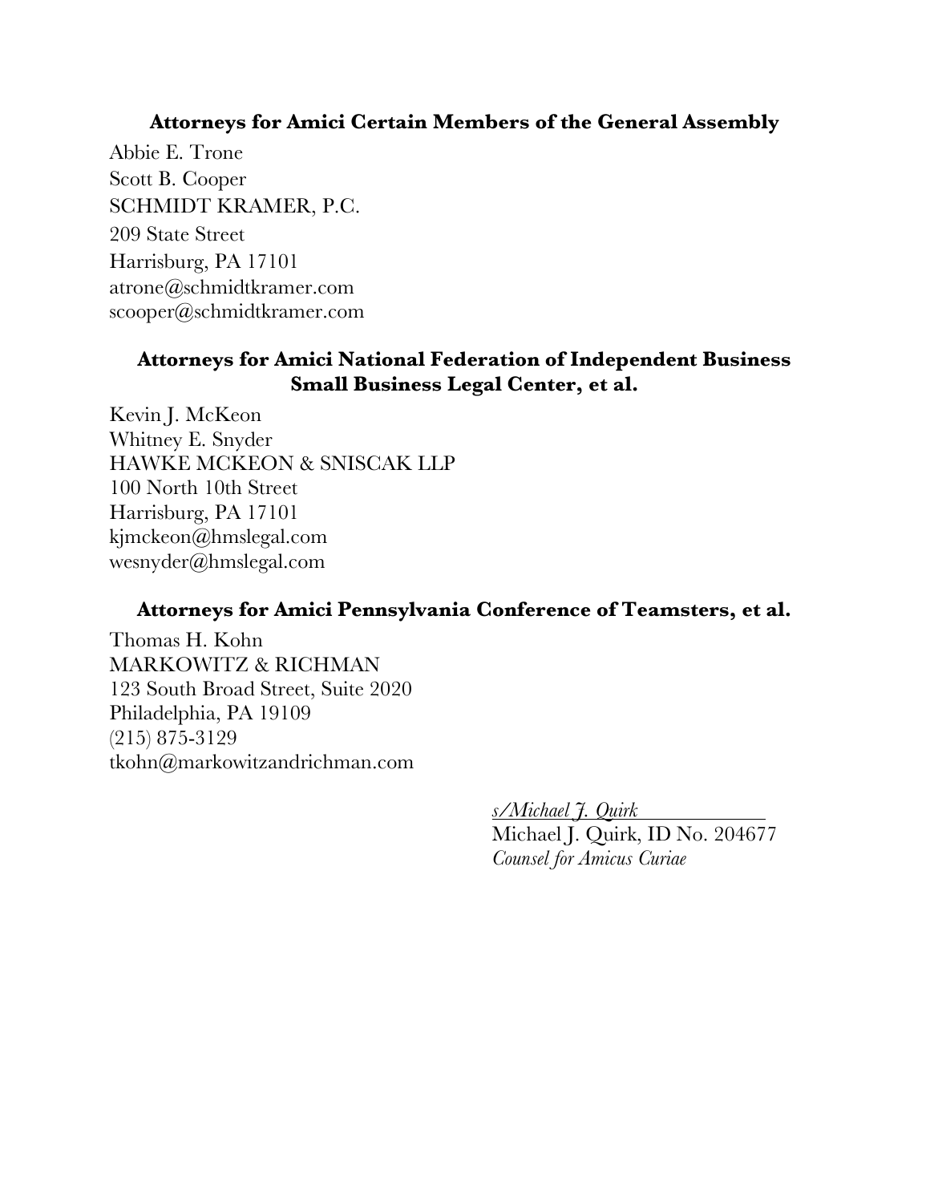**Attorneys for Amici Certain Members of the General Assembly**

Abbie E. Trone
Scott B. Cooper
SCHMIDT KRAMER, P.C.
209 State Street
Harrisburg, PA 17101
atrone@schmidtkramer.com
scooper@schmidtkramer.com

**Attorneys for Amici National Federation of Independent Business Small Business Legal Center, et al.**

Kevin J. McKeon
Whitney E. Snyder
HAWKE MCKEON & SNISCAK LLP
100 North 10th Street
Harrisburg, PA 17101
kjmckeon@hmslegal.com
wesnyder@hmslegal.com

**Attorneys for Amici Pennsylvania Conference of Teamsters, et al.**

Thomas H. Kohn
MARKOWITZ & RICHMAN
123 South Broad Street, Suite 2020
Philadelphia, PA 19109
(215) 875-3129
tkohn@markowitzandrichman.com

*s/Michael J. Quirk*
Michael J. Quirk, ID No. 204677
*Counsel for Amicus Curiae*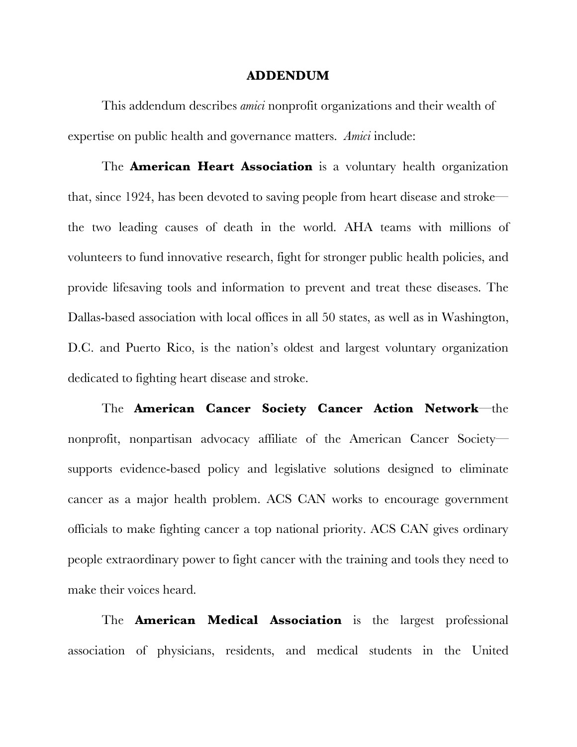# ADDENDUM

This addendum describes *amici* nonprofit organizations and their wealth of expertise on public health and governance matters. *Amici* include:

The **American Heart Association** is a voluntary health organization that, since 1924, has been devoted to saving people from heart disease and stroke—the two leading causes of death in the world. AHA teams with millions of volunteers to fund innovative research, fight for stronger public health policies, and provide lifesaving tools and information to prevent and treat these diseases. The Dallas-based association with local offices in all 50 states, as well as in Washington, D.C. and Puerto Rico, is the nation's oldest and largest voluntary organization dedicated to fighting heart disease and stroke.

The **American Cancer Society Cancer Action Network**—the nonprofit, nonpartisan advocacy affiliate of the American Cancer Society—supports evidence-based policy and legislative solutions designed to eliminate cancer as a major health problem. ACS CAN works to encourage government officials to make fighting cancer a top national priority. ACS CAN gives ordinary people extraordinary power to fight cancer with the training and tools they need to make their voices heard.

The **American Medical Association** is the largest professional association of physicians, residents, and medical students in the United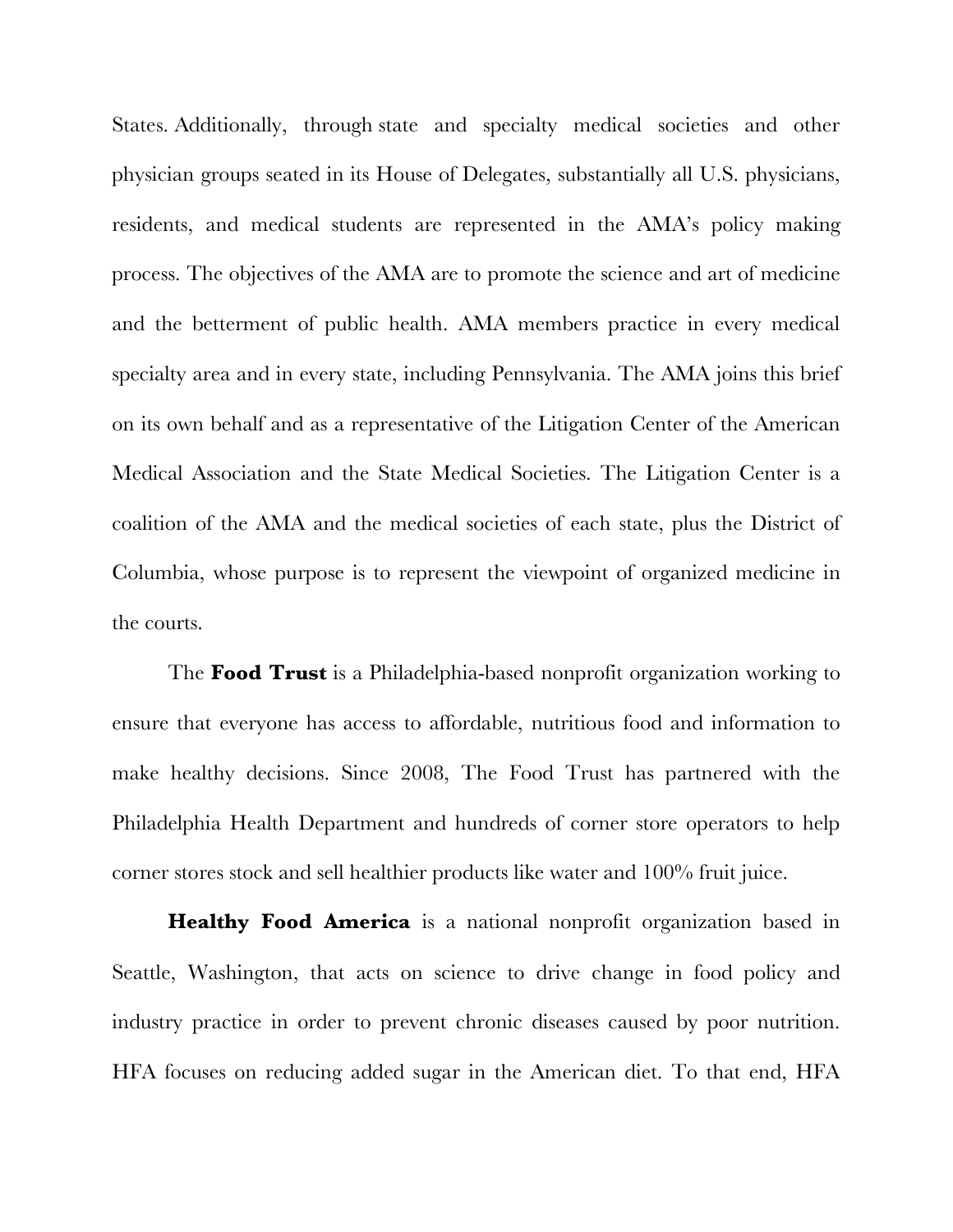States. Additionally, through state and specialty medical societies and other physician groups seated in its House of Delegates, substantially all U.S. physicians, residents, and medical students are represented in the AMA's policy making process. The objectives of the AMA are to promote the science and art of medicine and the betterment of public health. AMA members practice in every medical specialty area and in every state, including Pennsylvania. The AMA joins this brief on its own behalf and as a representative of the Litigation Center of the American Medical Association and the State Medical Societies. The Litigation Center is a coalition of the AMA and the medical societies of each state, plus the District of Columbia, whose purpose is to represent the viewpoint of organized medicine in the courts.

The **Food Trust** is a Philadelphia-based nonprofit organization working to ensure that everyone has access to affordable, nutritious food and information to make healthy decisions. Since 2008, The Food Trust has partnered with the Philadelphia Health Department and hundreds of corner store operators to help corner stores stock and sell healthier products like water and 100% fruit juice.

**Healthy Food America** is a national nonprofit organization based in Seattle, Washington, that acts on science to drive change in food policy and industry practice in order to prevent chronic diseases caused by poor nutrition. HFA focuses on reducing added sugar in the American diet. To that end, HFA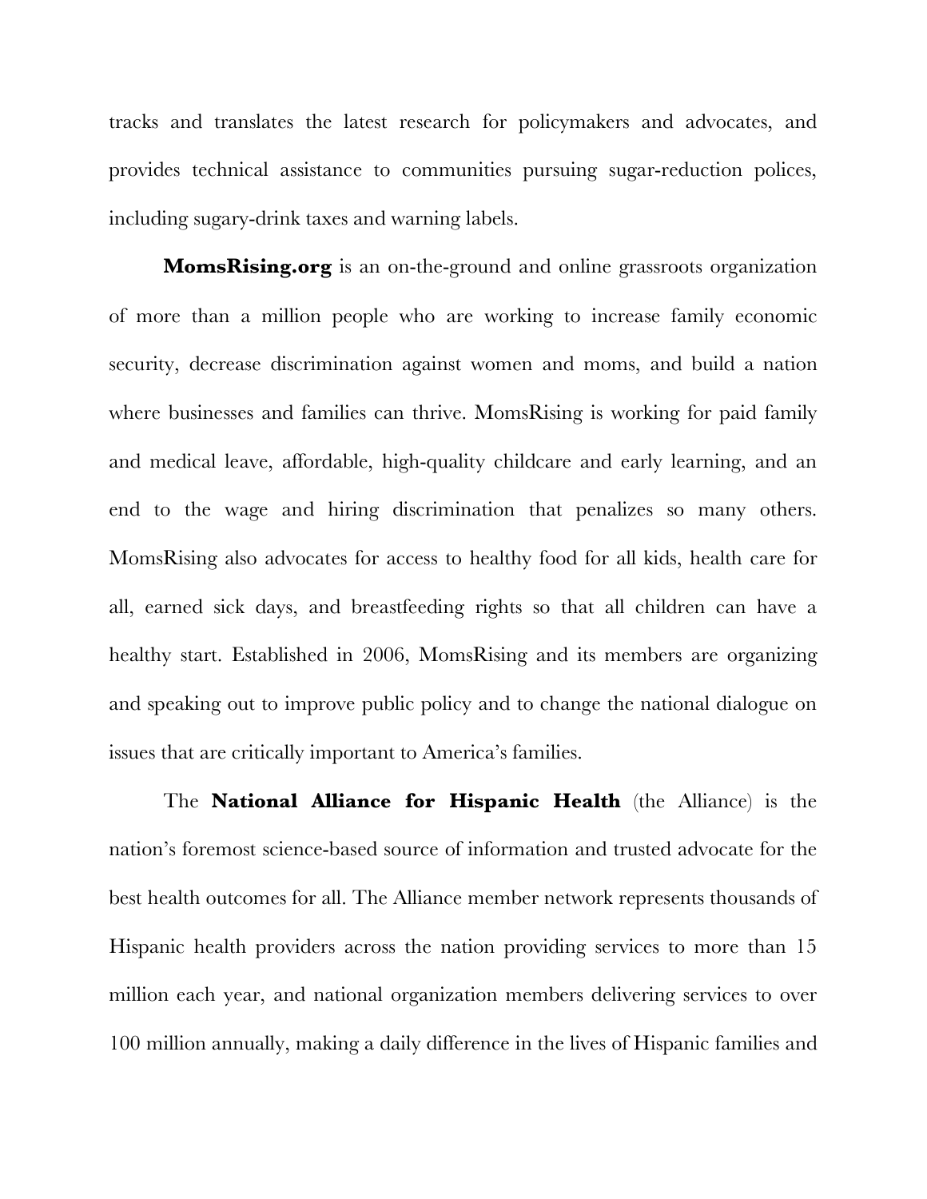tracks and translates the latest research for policymakers and advocates, and provides technical assistance to communities pursuing sugar-reduction polices, including sugary-drink taxes and warning labels.

**MomsRising.org** is an on-the-ground and online grassroots organization of more than a million people who are working to increase family economic security, decrease discrimination against women and moms, and build a nation where businesses and families can thrive. MomsRising is working for paid family and medical leave, affordable, high-quality childcare and early learning, and an end to the wage and hiring discrimination that penalizes so many others. MomsRising also advocates for access to healthy food for all kids, health care for all, earned sick days, and breastfeeding rights so that all children can have a healthy start. Established in 2006, MomsRising and its members are organizing and speaking out to improve public policy and to change the national dialogue on issues that are critically important to America's families.

The **National Alliance for Hispanic Health** (the Alliance) is the nation's foremost science-based source of information and trusted advocate for the best health outcomes for all. The Alliance member network represents thousands of Hispanic health providers across the nation providing services to more than 15 million each year, and national organization members delivering services to over 100 million annually, making a daily difference in the lives of Hispanic families and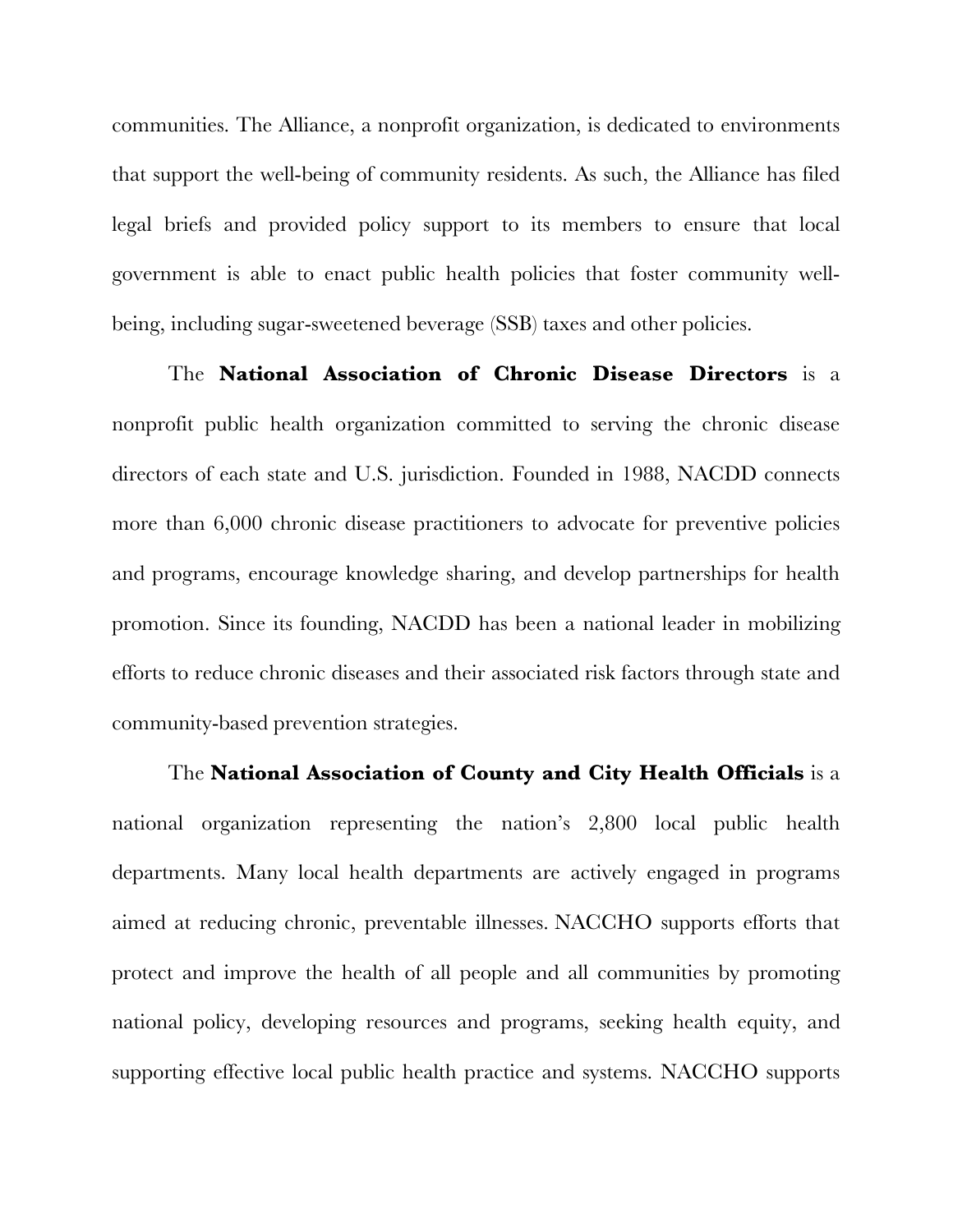communities. The Alliance, a nonprofit organization, is dedicated to environments that support the well-being of community residents. As such, the Alliance has filed legal briefs and provided policy support to its members to ensure that local government is able to enact public health policies that foster community well-being, including sugar-sweetened beverage (SSB) taxes and other policies.

The **National Association of Chronic Disease Directors** is a nonprofit public health organization committed to serving the chronic disease directors of each state and U.S. jurisdiction. Founded in 1988, NACDD connects more than 6,000 chronic disease practitioners to advocate for preventive policies and programs, encourage knowledge sharing, and develop partnerships for health promotion. Since its founding, NACDD has been a national leader in mobilizing efforts to reduce chronic diseases and their associated risk factors through state and community-based prevention strategies.

The **National Association of County and City Health Officials** is a national organization representing the nation's 2,800 local public health departments. Many local health departments are actively engaged in programs aimed at reducing chronic, preventable illnesses. NACCHO supports efforts that protect and improve the health of all people and all communities by promoting national policy, developing resources and programs, seeking health equity, and supporting effective local public health practice and systems. NACCHO supports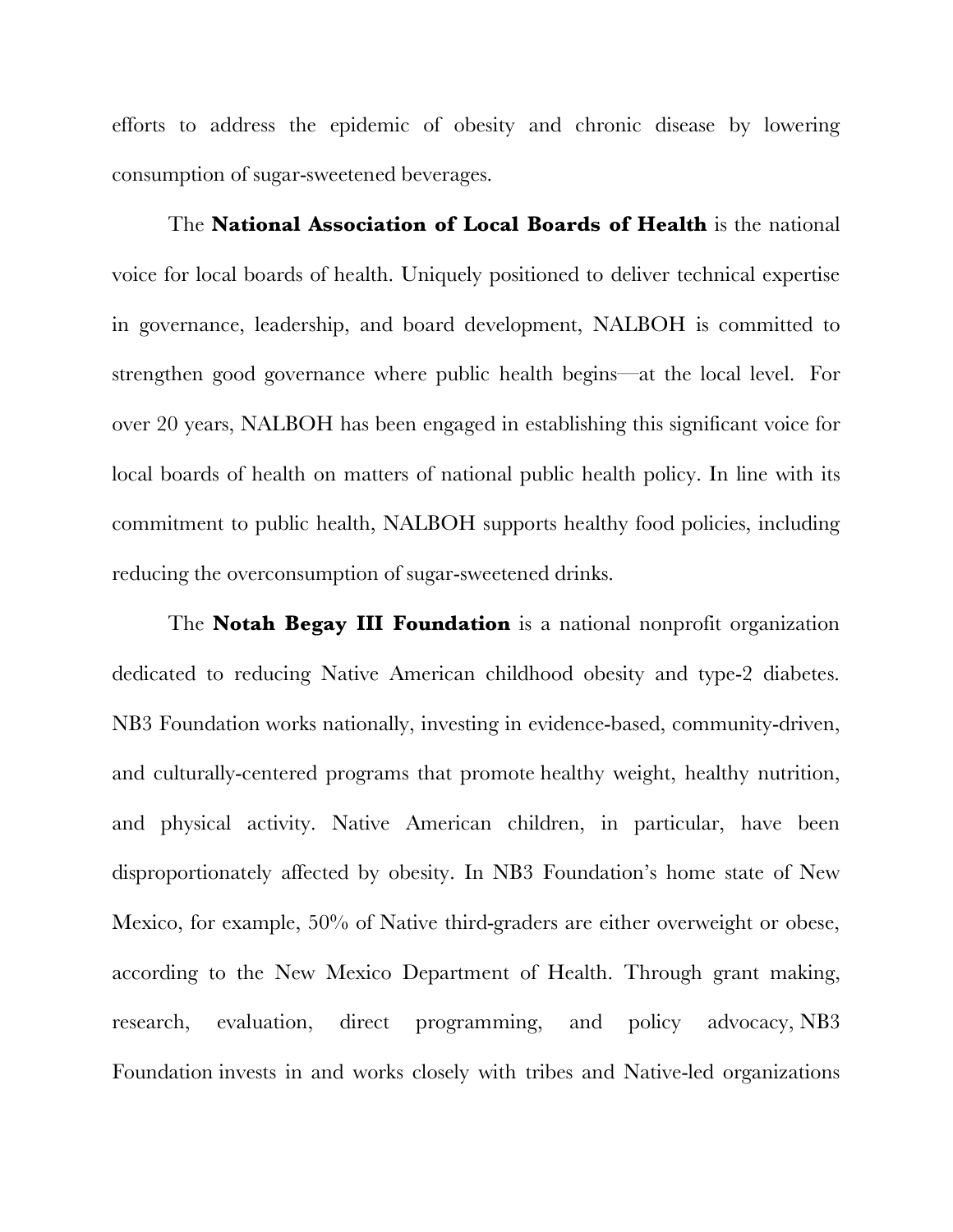efforts to address the epidemic of obesity and chronic disease by lowering consumption of sugar-sweetened beverages.

The **National Association of Local Boards of Health** is the national voice for local boards of health. Uniquely positioned to deliver technical expertise in governance, leadership, and board development, NALBOH is committed to strengthen good governance where public health begins—at the local level. For over 20 years, NALBOH has been engaged in establishing this significant voice for local boards of health on matters of national public health policy. In line with its commitment to public health, NALBOH supports healthy food policies, including reducing the overconsumption of sugar-sweetened drinks.

The **Notah Begay III Foundation** is a national nonprofit organization dedicated to reducing Native American childhood obesity and type-2 diabetes. NB3 Foundation works nationally, investing in evidence-based, community-driven, and culturally-centered programs that promote healthy weight, healthy nutrition, and physical activity. Native American children, in particular, have been disproportionately affected by obesity. In NB3 Foundation's home state of New Mexico, for example, 50% of Native third-graders are either overweight or obese, according to the New Mexico Department of Health. Through grant making, research, evaluation, direct programming, and policy advocacy, NB3 Foundation invests in and works closely with tribes and Native-led organizations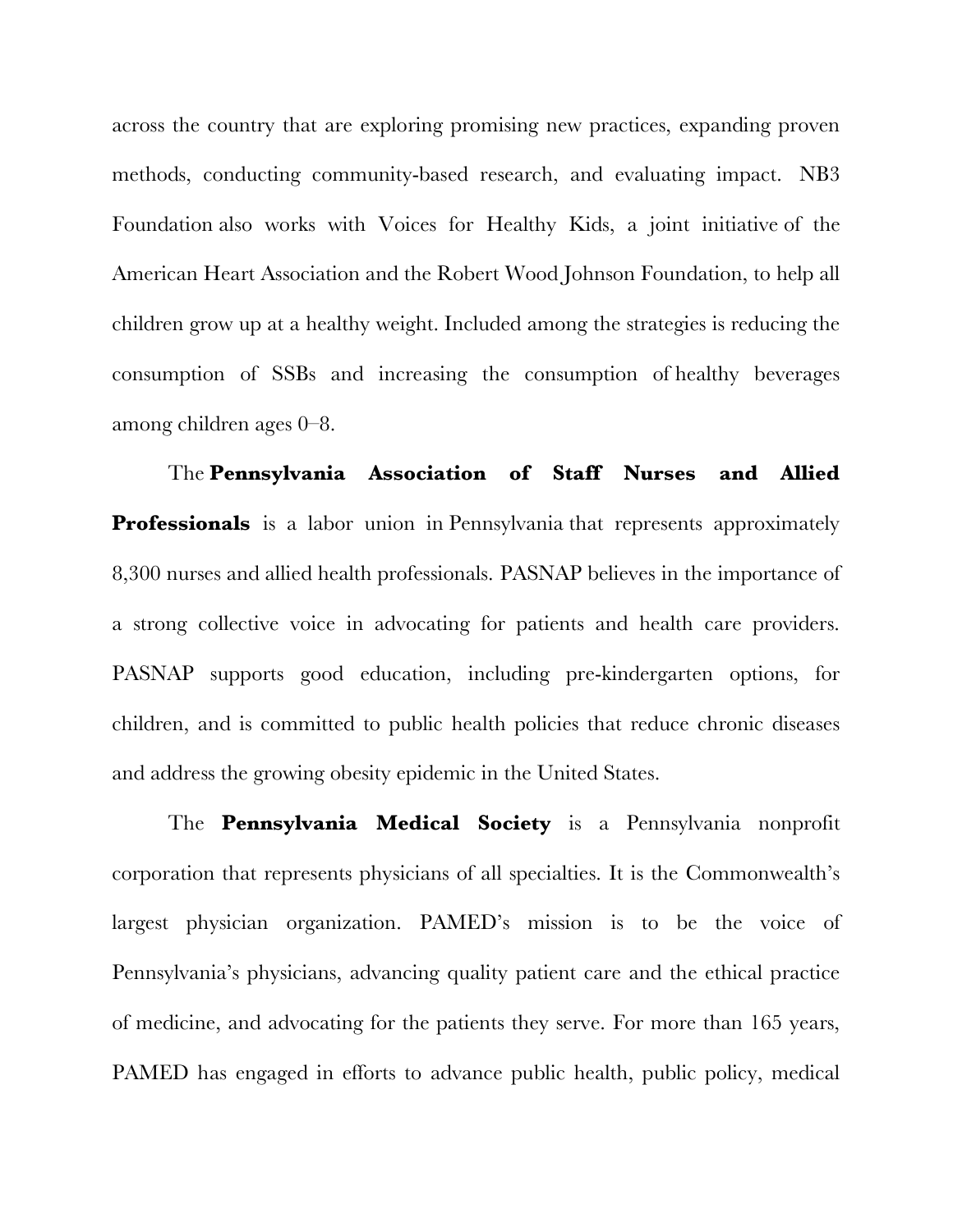across the country that are exploring promising new practices, expanding proven methods, conducting community-based research, and evaluating impact. NB3 Foundation also works with Voices for Healthy Kids, a joint initiative of the American Heart Association and the Robert Wood Johnson Foundation, to help all children grow up at a healthy weight. Included among the strategies is reducing the consumption of SSBs and increasing the consumption of healthy beverages among children ages 0–8.

The **Pennsylvania Association of Staff Nurses and Allied Professionals** is a labor union in Pennsylvania that represents approximately 8,300 nurses and allied health professionals. PASNAP believes in the importance of a strong collective voice in advocating for patients and health care providers. PASNAP supports good education, including pre-kindergarten options, for children, and is committed to public health policies that reduce chronic diseases and address the growing obesity epidemic in the United States.

The **Pennsylvania Medical Society** is a Pennsylvania nonprofit corporation that represents physicians of all specialties. It is the Commonwealth's largest physician organization. PAMED's mission is to be the voice of Pennsylvania's physicians, advancing quality patient care and the ethical practice of medicine, and advocating for the patients they serve. For more than 165 years, PAMED has engaged in efforts to advance public health, public policy, medical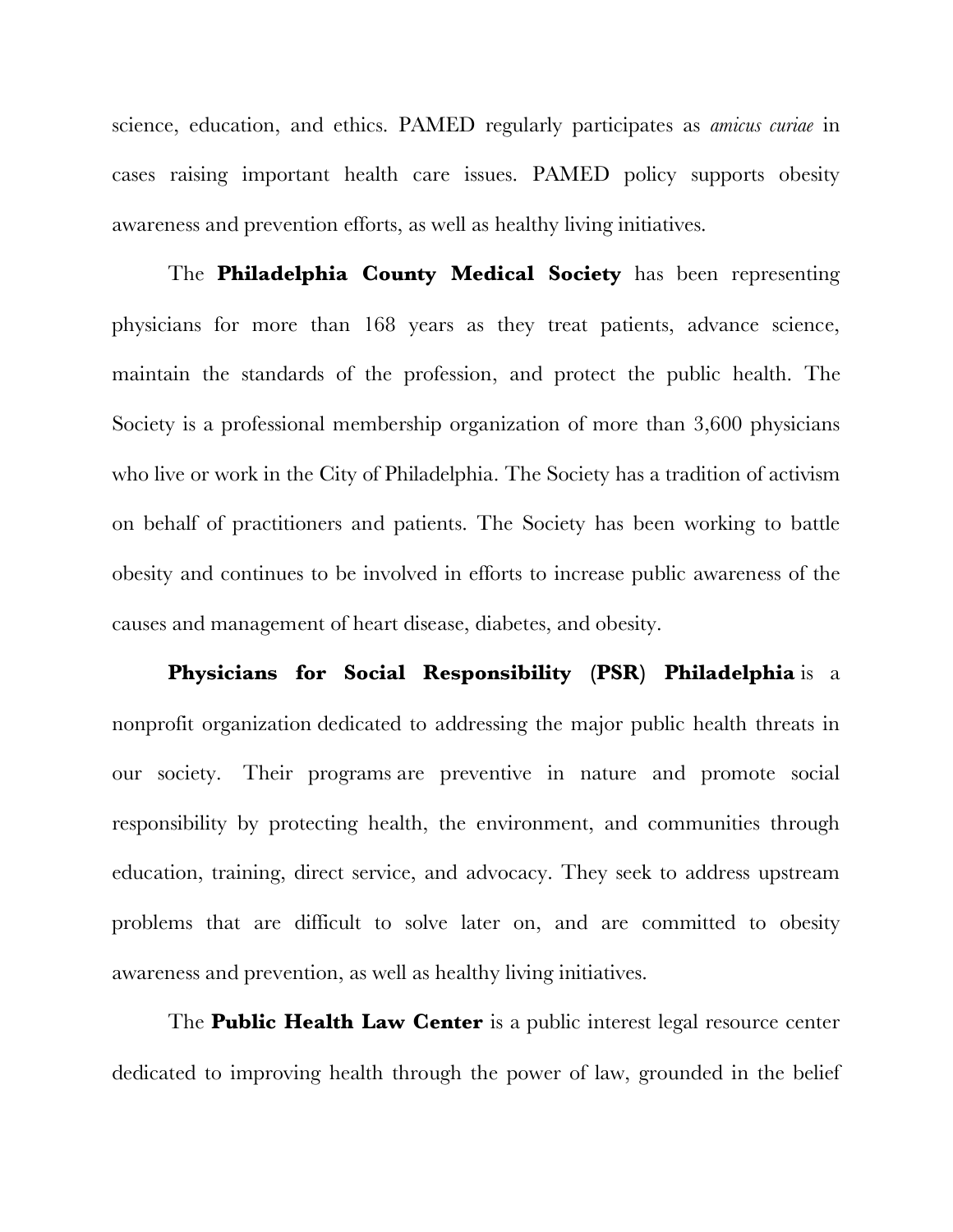science, education, and ethics. PAMED regularly participates as *amicus curiae* in cases raising important health care issues. PAMED policy supports obesity awareness and prevention efforts, as well as healthy living initiatives.

The **Philadelphia County Medical Society** has been representing physicians for more than 168 years as they treat patients, advance science, maintain the standards of the profession, and protect the public health. The Society is a professional membership organization of more than 3,600 physicians who live or work in the City of Philadelphia. The Society has a tradition of activism on behalf of practitioners and patients. The Society has been working to battle obesity and continues to be involved in efforts to increase public awareness of the causes and management of heart disease, diabetes, and obesity.

**Physicians for Social Responsibility (PSR) Philadelphia** is a nonprofit organization dedicated to addressing the major public health threats in our society. Their programs are preventive in nature and promote social responsibility by protecting health, the environment, and communities through education, training, direct service, and advocacy. They seek to address upstream problems that are difficult to solve later on, and are committed to obesity awareness and prevention, as well as healthy living initiatives.

The **Public Health Law Center** is a public interest legal resource center dedicated to improving health through the power of law, grounded in the belief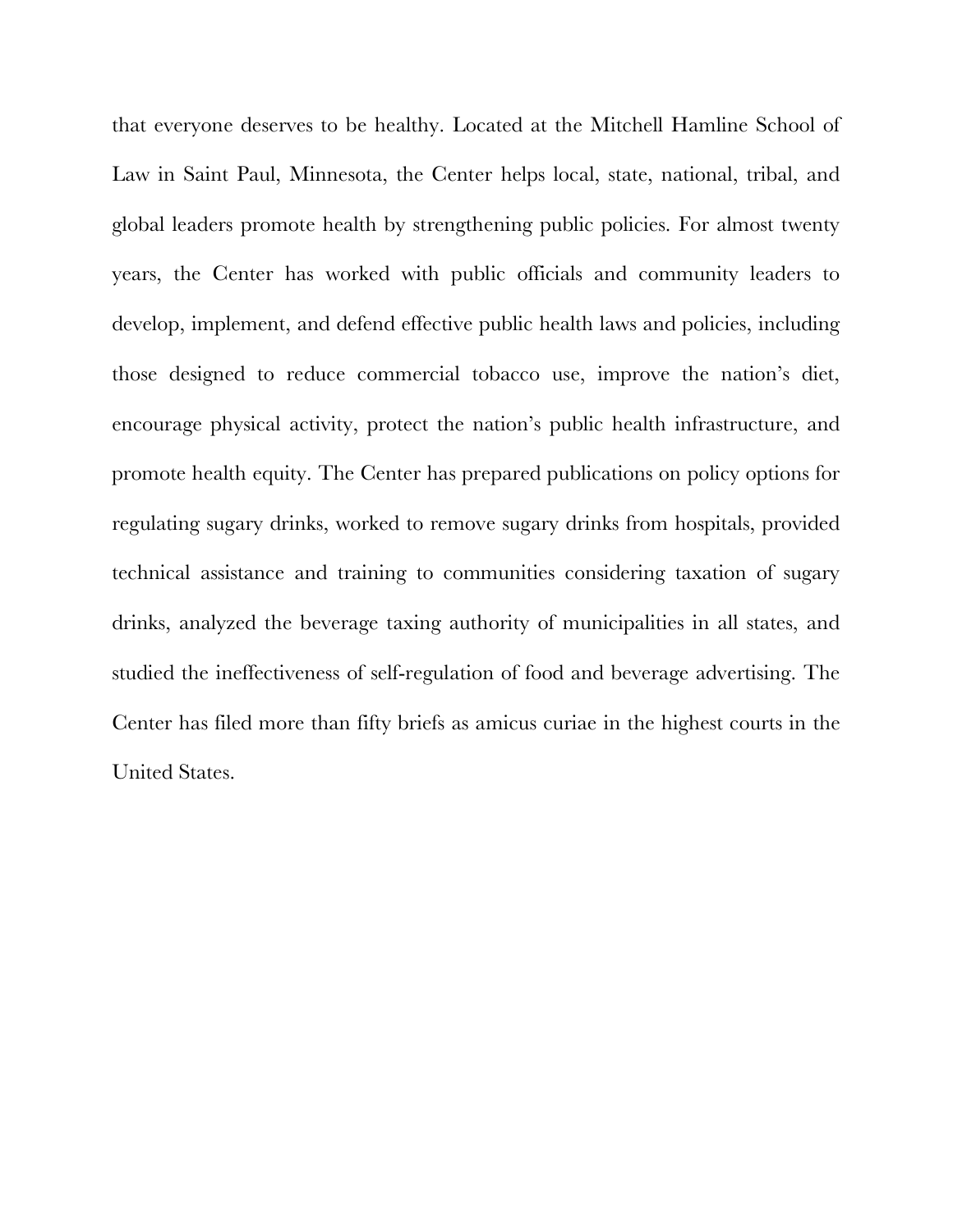that everyone deserves to be healthy. Located at the Mitchell Hamline School of Law in Saint Paul, Minnesota, the Center helps local, state, national, tribal, and global leaders promote health by strengthening public policies. For almost twenty years, the Center has worked with public officials and community leaders to develop, implement, and defend effective public health laws and policies, including those designed to reduce commercial tobacco use, improve the nation's diet, encourage physical activity, protect the nation's public health infrastructure, and promote health equity. The Center has prepared publications on policy options for regulating sugary drinks, worked to remove sugary drinks from hospitals, provided technical assistance and training to communities considering taxation of sugary drinks, analyzed the beverage taxing authority of municipalities in all states, and studied the ineffectiveness of self-regulation of food and beverage advertising. The Center has filed more than fifty briefs as amicus curiae in the highest courts in the United States.